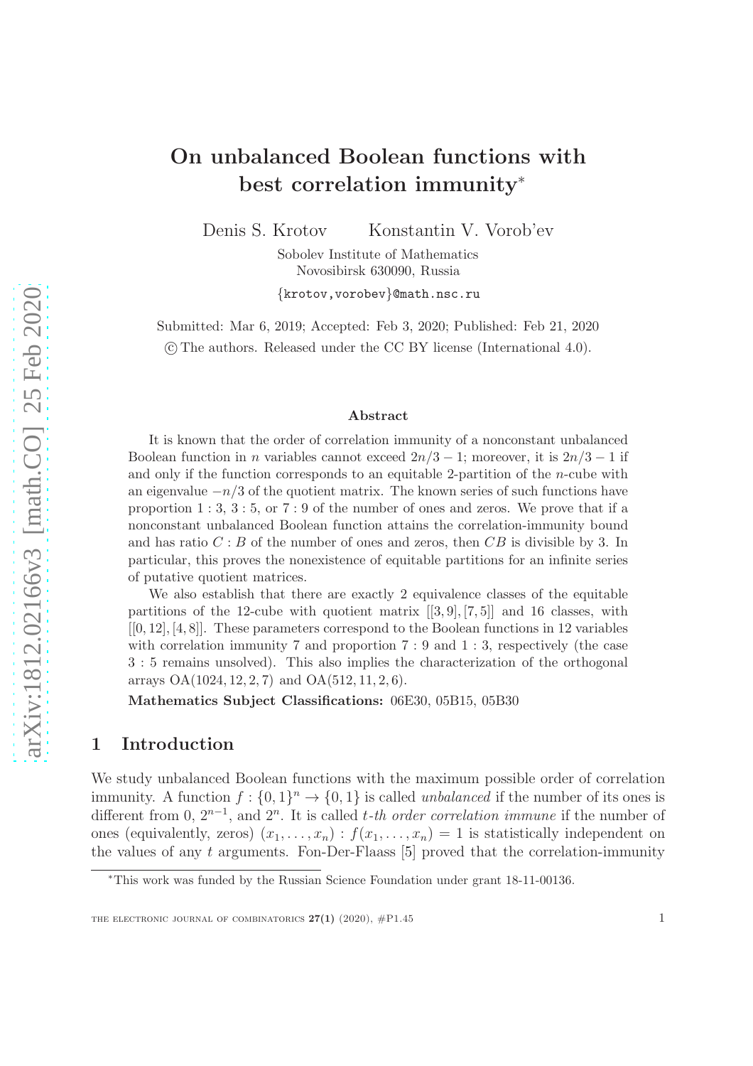# On unbalanced Boolean functions with best correlation immunity*

Denis S. Krotov Konstantin V. Vorob'ev

Sobolev Institute of Mathematics
Novosibirsk 630090, Russia

{krotov,vorobev}@math.nsc.ru

Submitted: Mar 6, 2019; Accepted: Feb 3, 2020; Published: Feb 21, 2020

© The authors. Released under the CC BY license (International 4.0).

### Abstract

It is known that the order of correlation immunity of a nonconstant unbalanced Boolean function in $n$ variables cannot exceed $2n/3-1$; moreover, it is $2n/3-1$ if and only if the function corresponds to an equitable 2-partition of the $n$-cube with an eigenvalue $-n/3$ of the quotient matrix. The known series of such functions have proportion $1:3$, $3:5$, or $7:9$ of the number of ones and zeros. We prove that if a nonconstant unbalanced Boolean function attains the correlation-immunity bound and has ratio $C:B$ of the number of ones and zeros, then $CB$ is divisible by 3. In particular, this proves the nonexistence of equitable partitions for an infinite series of putative quotient matrices.

We also establish that there are exactly 2 equivalence classes of the equitable partitions of the 12-cube with quotient matrix $[[3,9],[7,5]]$ and 16 classes, with $[[0,12],[4,8]]$. These parameters correspond to the Boolean functions in 12 variables with correlation immunity 7 and proportion $7:9$ and $1:3$, respectively (the case $3:5$ remains unsolved). This also implies the characterization of the orthogonal arrays $\mathrm{OA}(1024,12,2,7)$ and $\mathrm{OA}(512,11,2,6)$.

**Mathematics Subject Classifications:** 06E30, 05B15, 05B30

## 1 Introduction

We study unbalanced Boolean functions with the maximum possible order of correlation immunity. A function $f:\{0,1\}^n \to \{0,1\}$ is called *unbalanced* if the number of its ones is different from 0, $2^{n-1}$, and $2^n$. It is called *t-th order correlation immune* if the number of ones (equivalently, zeros) $(x_1,\ldots,x_n): f(x_1,\ldots,x_n)=1$ is statistically independent on the values of any $t$ arguments. Fon-Der-Flaass [5] proved that the correlation-immunity

*This work was funded by the Russian Science Foundation under grant 18-11-00136.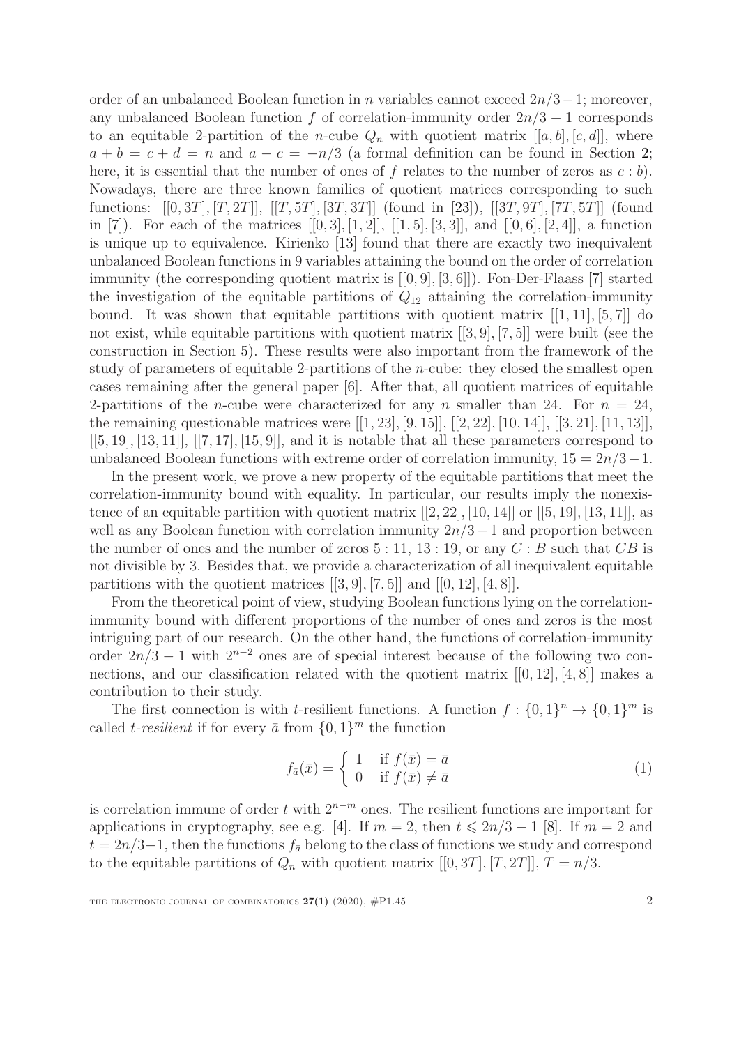order of an unbalanced Boolean function in $n$ variables cannot exceed $2n/3-1$; moreover, any unbalanced Boolean function $f$ of correlation-immunity order $2n/3-1$ corresponds to an equitable 2-partition of the $n$-cube $Q_n$ with quotient matrix $[[a,b],[c,d]]$, where $a+b=c+d=n$ and $a-c=-n/3$ (a formal definition can be found in Section 2; here, it is essential that the number of ones of $f$ relates to the number of zeros as $c:b$). Nowadays, there are three known families of quotient matrices corresponding to such functions: $[[0,3T],[T,2T]]$, $[[T,5T],[3T,3T]]$ (found in [23]), $[[3T,9T],[7T,5T]]$ (found in [7]). For each of the matrices $[[0,3],[1,2]]$, $[[1,5],[3,3]]$, and $[[0,6],[2,4]]$, a function is unique up to equivalence. Kirienko [13] found that there are exactly two inequivalent unbalanced Boolean functions in 9 variables attaining the bound on the order of correlation immunity (the corresponding quotient matrix is $[[0,9],[3,6]]$). Fon-Der-Flaass [7] started the investigation of the equitable partitions of $Q_{12}$ attaining the correlation-immunity bound. It was shown that equitable partitions with quotient matrix $[[1,11],[5,7]]$ do not exist, while equitable partitions with quotient matrix $[[3,9],[7,5]]$ were built (see the construction in Section 5). These results were also important from the framework of the study of parameters of equitable 2-partitions of the $n$-cube: they closed the smallest open cases remaining after the general paper [6]. After that, all quotient matrices of equitable 2-partitions of the $n$-cube were characterized for any $n$ smaller than 24. For $n=24$, the remaining questionable matrices were $[[1,23],[9,15]]$, $[[2,22],[10,14]]$, $[[3,21],[11,13]]$, $[[5,19],[13,11]]$, $[[7,17],[15,9]]$, and it is notable that all these parameters correspond to unbalanced Boolean functions with extreme order of correlation immunity, $15=2n/3-1$.

In the present work, we prove a new property of the equitable partitions that meet the correlation-immunity bound with equality. In particular, our results imply the nonexistence of an equitable partition with quotient matrix $[[2,22],[10,14]]$ or $[[5,19],[13,11]]$, as well as any Boolean function with correlation immunity $2n/3-1$ and proportion between the number of ones and the number of zeros $5:11$, $13:19$, or any $C:B$ such that $CB$ is not divisible by 3. Besides that, we provide a characterization of all inequivalent equitable partitions with the quotient matrices $[[3,9],[7,5]]$ and $[[0,12],[4,8]]$.

From the theoretical point of view, studying Boolean functions lying on the correlation-immunity bound with different proportions of the number of ones and zeros is the most intriguing part of our research. On the other hand, the functions of correlation-immunity order $2n/3-1$ with $2^{n-2}$ ones are of special interest because of the following two connections, and our classification related with the quotient matrix $[[0,12],[4,8]]$ makes a contribution to their study.

The first connection is with $t$-resilient functions. A function $f:\{0,1\}^n\to\{0,1\}^m$ is called *t-resilient* if for every $\bar{a}$ from $\{0,1\}^m$ the function

$$f_{\bar{a}}(\bar{x})=\begin{cases}1 & \text{if } f(\bar{x})=\bar{a}\\ 0 & \text{if } f(\bar{x})\neq\bar{a}\end{cases} \tag{1}$$

is correlation immune of order $t$ with $2^{n-m}$ ones. The resilient functions are important for applications in cryptography, see e.g. [4]. If $m=2$, then $t\leqslant 2n/3-1$ [8]. If $m=2$ and $t=2n/3-1$, then the functions $f_{\bar{a}}$ belong to the class of functions we study and correspond to the equitable partitions of $Q_n$ with quotient matrix $[[0,3T],[T,2T]]$, $T=n/3$.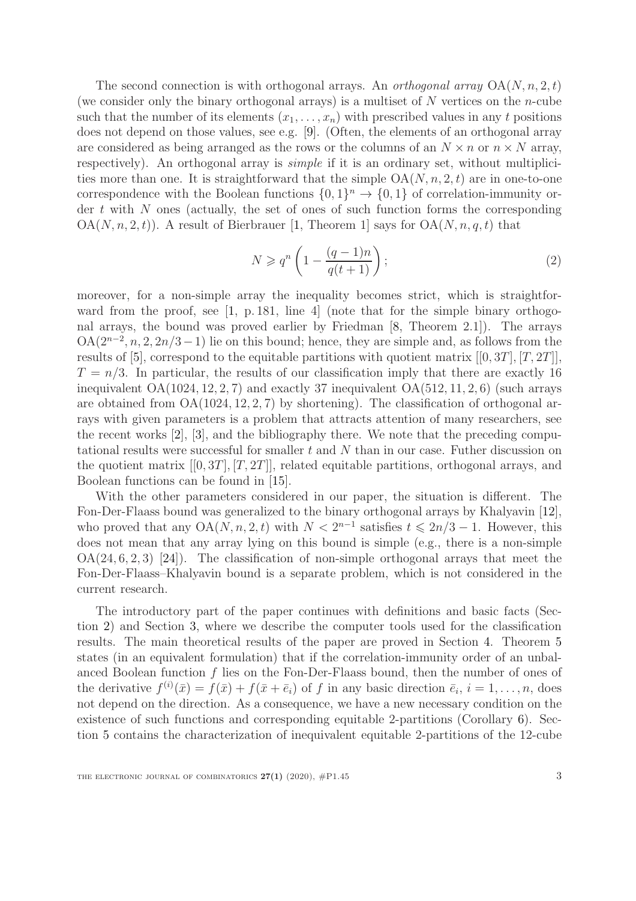The second connection is with orthogonal arrays. An *orthogonal array* $\mathrm{OA}(N, n, 2, t)$ (we consider only the binary orthogonal arrays) is a multiset of $N$ vertices on the $n$-cube such that the number of its elements $(x_1, \ldots, x_n)$ with prescribed values in any $t$ positions does not depend on those values, see e.g. [9]. (Often, the elements of an orthogonal array are considered as being arranged as the rows or the columns of an $N \times n$ or $n \times N$ array, respectively). An orthogonal array is *simple* if it is an ordinary set, without multiplicities more than one. It is straightforward that the simple $\mathrm{OA}(N, n, 2, t)$ are in one-to-one correspondence with the Boolean functions $\{0,1\}^n \to \{0,1\}$ of correlation-immunity order $t$ with $N$ ones (actually, the set of ones of such function forms the corresponding $\mathrm{OA}(N, n, 2, t)$). A result of Bierbrauer [1, Theorem 1] says for $\mathrm{OA}(N, n, q, t)$ that

$$N \geqslant q^n \left(1 - \frac{(q-1)n}{q(t+1)}\right); \tag{2}$$

moreover, for a non-simple array the inequality becomes strict, which is straightforward from the proof, see [1, p. 181, line 4] (note that for the simple binary orthogonal arrays, the bound was proved earlier by Friedman [8, Theorem 2.1]). The arrays $\mathrm{OA}(2^{n-2}, n, 2, 2n/3 - 1)$ lie on this bound; hence, they are simple and, as follows from the results of [5], correspond to the equitable partitions with quotient matrix $[[0, 3T], [T, 2T]]$, $T = n/3$. In particular, the results of our classification imply that there are exactly 16 inequivalent $\mathrm{OA}(1024, 12, 2, 7)$ and exactly 37 inequivalent $\mathrm{OA}(512, 11, 2, 6)$ (such arrays are obtained from $\mathrm{OA}(1024, 12, 2, 7)$ by shortening). The classification of orthogonal arrays with given parameters is a problem that attracts attention of many researchers, see the recent works [2], [3], and the bibliography there. We note that the preceding computational results were successful for smaller $t$ and $N$ than in our case. Futher discussion on the quotient matrix $[[0, 3T], [T, 2T]]$, related equitable partitions, orthogonal arrays, and Boolean functions can be found in [15].

With the other parameters considered in our paper, the situation is different. The Fon-Der-Flaass bound was generalized to the binary orthogonal arrays by Khalyavin [12], who proved that any $\mathrm{OA}(N, n, 2, t)$ with $N < 2^{n-1}$ satisfies $t \leqslant 2n/3 - 1$. However, this does not mean that any array lying on this bound is simple (e.g., there is a non-simple $\mathrm{OA}(24, 6, 2, 3)$ [24]). The classification of non-simple orthogonal arrays that meet the Fon-Der-Flaass–Khalyavin bound is a separate problem, which is not considered in the current research.

The introductory part of the paper continues with definitions and basic facts (Section 2) and Section 3, where we describe the computer tools used for the classification results. The main theoretical results of the paper are proved in Section 4. Theorem 5 states (in an equivalent formulation) that if the correlation-immunity order of an unbalanced Boolean function $f$ lies on the Fon-Der-Flaass bound, then the number of ones of the derivative $f^{(i)}(\bar{x}) = f(\bar{x}) + f(\bar{x} + \bar{e}_i)$ of $f$ in any basic direction $\bar{e}_i$, $i = 1, \ldots, n$, does not depend on the direction. As a consequence, we have a new necessary condition on the existence of such functions and corresponding equitable 2-partitions (Corollary 6). Section 5 contains the characterization of inequivalent equitable 2-partitions of the 12-cube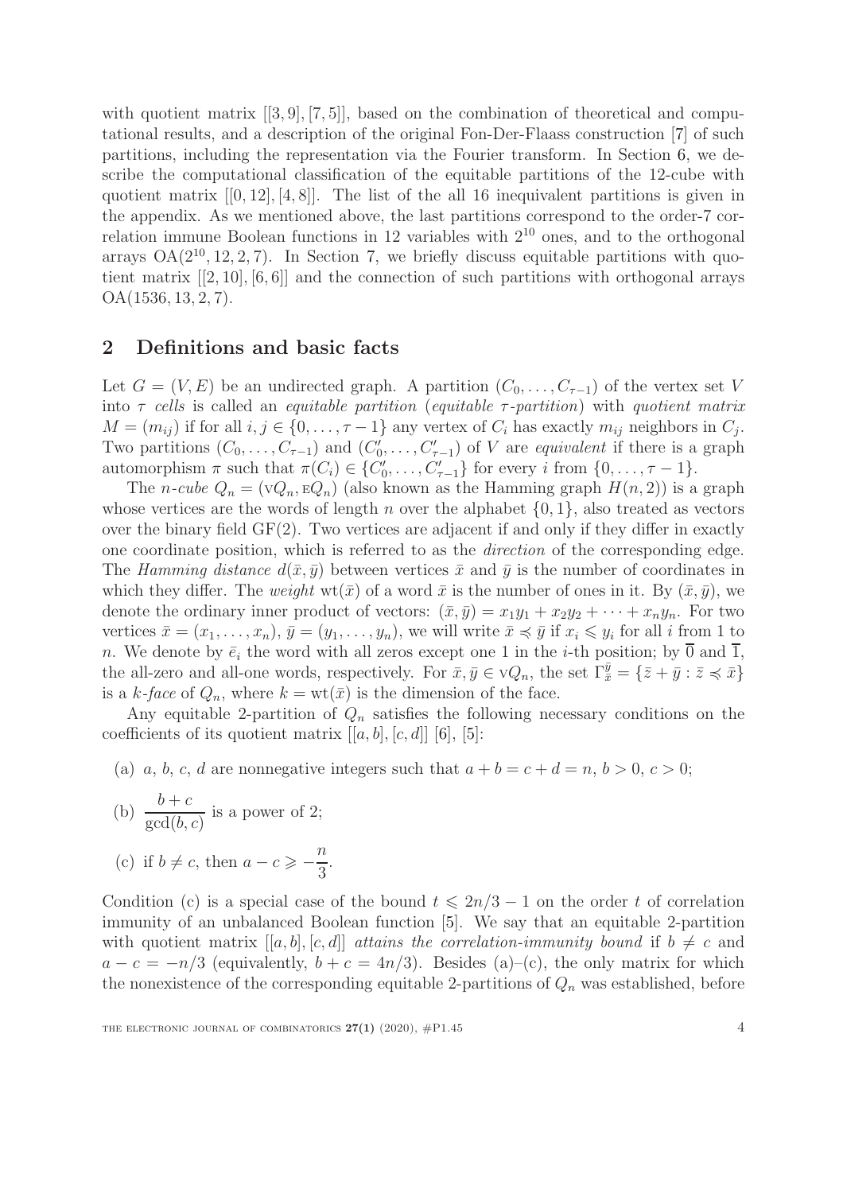with quotient matrix $[[3,9],[7,5]]$, based on the combination of theoretical and computational results, and a description of the original Fon-Der-Flaass construction [7] of such partitions, including the representation via the Fourier transform. In Section 6, we describe the computational classification of the equitable partitions of the 12-cube with quotient matrix $[[0,12],[4,8]]$. The list of the all 16 inequivalent partitions is given in the appendix. As we mentioned above, the last partitions correspond to the order-7 correlation immune Boolean functions in 12 variables with $2^{10}$ ones, and to the orthogonal arrays $\mathrm{OA}(2^{10}, 12, 2, 7)$. In Section 7, we briefly discuss equitable partitions with quotient matrix $[[2,10],[6,6]]$ and the connection of such partitions with orthogonal arrays $\mathrm{OA}(1536, 13, 2, 7)$.

## 2 Definitions and basic facts

Let $G = (V, E)$ be an undirected graph. A partition $(C_0, \ldots, C_{\tau-1})$ of the vertex set $V$ into $\tau$ *cells* is called an *equitable partition* (*equitable $\tau$-partition*) with *quotient matrix* $M = (m_{ij})$ if for all $i, j \in \{0, \ldots, \tau-1\}$ any vertex of $C_i$ has exactly $m_{ij}$ neighbors in $C_j$. Two partitions $(C_0, \ldots, C_{\tau-1})$ and $(C'_0, \ldots, C'_{\tau-1})$ of $V$ are *equivalent* if there is a graph automorphism $\pi$ such that $\pi(C_i) \in \{C'_0, \ldots, C'_{\tau-1}\}$ for every $i$ from $\{0, \ldots, \tau-1\}$.

The *$n$-cube* $Q_n = (\mathrm{v}Q_n, \mathrm{E}Q_n)$ (also known as the Hamming graph $H(n,2)$) is a graph whose vertices are the words of length $n$ over the alphabet $\{0,1\}$, also treated as vectors over the binary field $\mathrm{GF}(2)$. Two vertices are adjacent if and only if they differ in exactly one coordinate position, which is referred to as the *direction* of the corresponding edge. The *Hamming distance* $d(\bar{x}, \bar{y})$ between vertices $\bar{x}$ and $\bar{y}$ is the number of coordinates in which they differ. The *weight* $\mathrm{wt}(\bar{x})$ of a word $\bar{x}$ is the number of ones in it. By $(\bar{x}, \bar{y})$, we denote the ordinary inner product of vectors: $(\bar{x}, \bar{y}) = x_1y_1 + x_2y_2 + \cdots + x_ny_n$. For two vertices $\bar{x} = (x_1, \ldots, x_n)$, $\bar{y} = (y_1, \ldots, y_n)$, we will write $\bar{x} \preccurlyeq \bar{y}$ if $x_i \leqslant y_i$ for all $i$ from 1 to $n$. We denote by $\bar{e}_i$ the word with all zeros except one 1 in the $i$-th position; by $\overline{0}$ and $\overline{1}$, the all-zero and all-one words, respectively. For $\bar{x}, \bar{y} \in \mathrm{v}Q_n$, the set $\Gamma^{\bar{y}}_{\bar{x}} = \{\bar{z} + \bar{y} : \bar{z} \preccurlyeq \bar{x}\}$ is a *$k$-face* of $Q_n$, where $k = \mathrm{wt}(\bar{x})$ is the dimension of the face.

Any equitable 2-partition of $Q_n$ satisfies the following necessary conditions on the coefficients of its quotient matrix $[[a,b],[c,d]]$ [6], [5]:

(a) $a$, $b$, $c$, $d$ are nonnegative integers such that $a + b = c + d = n$, $b > 0$, $c > 0$;

(b) $\dfrac{b+c}{\gcd(b,c)}$ is a power of 2;

(c) if $b \neq c$, then $a - c \geqslant -\dfrac{n}{3}$.

Condition (c) is a special case of the bound $t \leqslant 2n/3 - 1$ on the order $t$ of correlation immunity of an unbalanced Boolean function [5]. We say that an equitable 2-partition with quotient matrix $[[a,b],[c,d]]$ *attains the correlation-immunity bound* if $b \neq c$ and $a - c = -n/3$ (equivalently, $b + c = 4n/3$). Besides (a)–(c), the only matrix for which the nonexistence of the corresponding equitable 2-partitions of $Q_n$ was established, before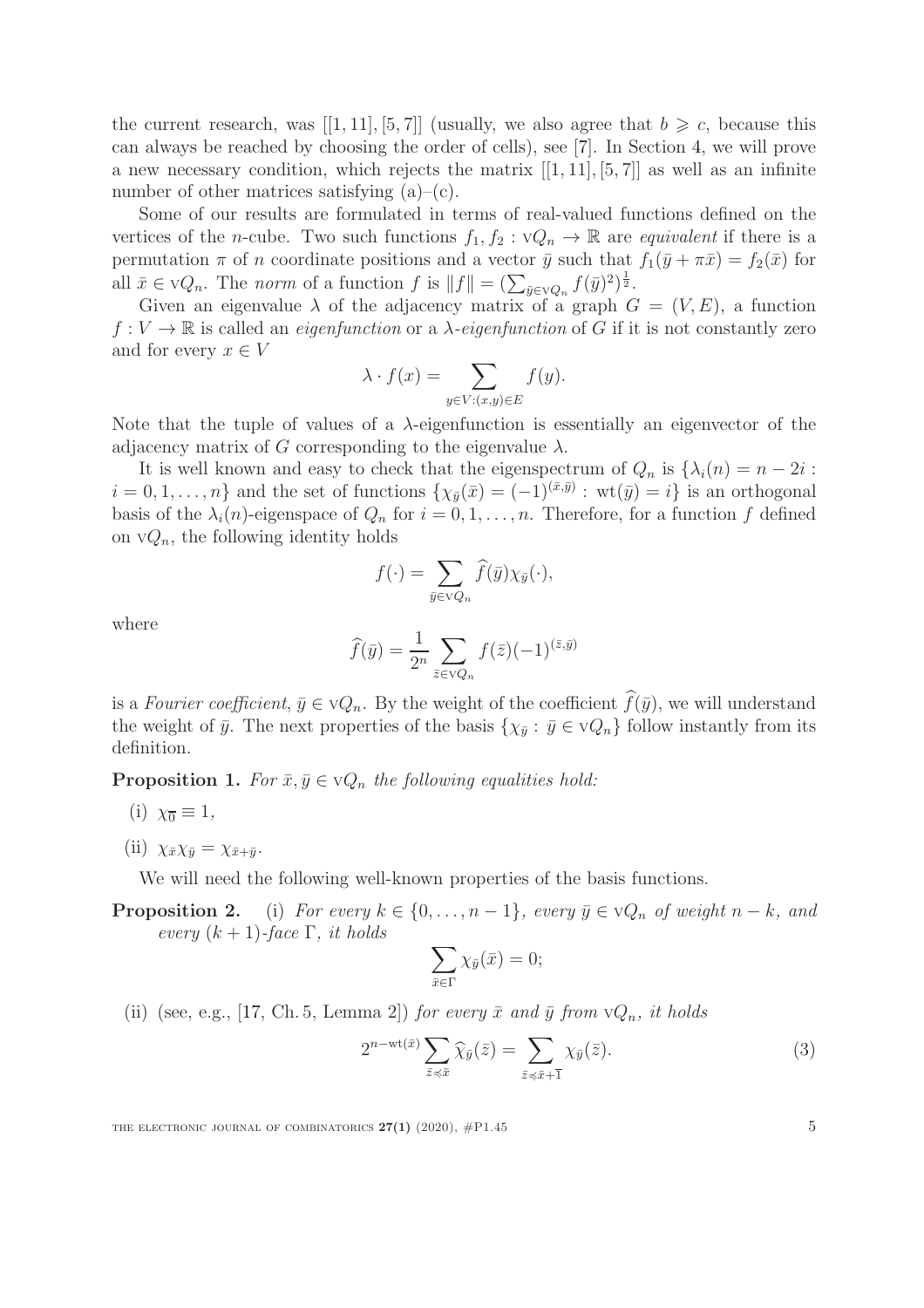the current research, was $[[1,11],[5,7]]$ (usually, we also agree that $b \geqslant c$, because this can always be reached by choosing the order of cells), see [7]. In Section 4, we will prove a new necessary condition, which rejects the matrix $[[1,11],[5,7]]$ as well as an infinite number of other matrices satisfying (a)–(c).

Some of our results are formulated in terms of real-valued functions defined on the vertices of the $n$-cube. Two such functions $f_1, f_2 : \mathrm{v}Q_n \to \mathbb{R}$ are *equivalent* if there is a permutation $\pi$ of $n$ coordinate positions and a vector $\bar{y}$ such that $f_1(\bar{y} + \pi\bar{x}) = f_2(\bar{x})$ for all $\bar{x} \in \mathrm{v}Q_n$. The *norm* of a function $f$ is $\|f\| = (\sum_{\bar{y} \in \mathrm{v}Q_n} f(\bar{y})^2)^{\frac{1}{2}}$.

Given an eigenvalue $\lambda$ of the adjacency matrix of a graph $G = (V, E)$, a function $f : V \to \mathbb{R}$ is called an *eigenfunction* or a *$\lambda$-eigenfunction* of $G$ if it is not constantly zero and for every $x \in V$

$$\lambda \cdot f(x) = \sum_{y \in V : (x,y) \in E} f(y).$$

Note that the tuple of values of a $\lambda$-eigenfunction is essentially an eigenvector of the adjacency matrix of $G$ corresponding to the eigenvalue $\lambda$.

It is well known and easy to check that the eigenspectrum of $Q_n$ is $\{\lambda_i(n) = n - 2i : i = 0, 1, \ldots, n\}$ and the set of functions $\{\chi_{\bar{y}}(\bar{x}) = (-1)^{(\bar{x},\bar{y})} : \mathrm{wt}(\bar{y}) = i\}$ is an orthogonal basis of the $\lambda_i(n)$-eigenspace of $Q_n$ for $i = 0, 1, \ldots, n$. Therefore, for a function $f$ defined on $\mathrm{v}Q_n$, the following identity holds

$$f(\cdot) = \sum_{\bar{y} \in \mathrm{v}Q_n} \widehat{f}(\bar{y}) \chi_{\bar{y}}(\cdot),$$

where

$$\widehat{f}(\bar{y}) = \frac{1}{2^n} \sum_{\bar{z} \in \mathrm{v}Q_n} f(\bar{z})(-1)^{(\bar{z},\bar{y})}$$

is a *Fourier coefficient*, $\bar{y} \in \mathrm{v}Q_n$. By the weight of the coefficient $\widehat{f}(\bar{y})$, we will understand the weight of $\bar{y}$. The next properties of the basis $\{\chi_{\bar{y}} : \bar{y} \in \mathrm{v}Q_n\}$ follow instantly from its definition.

**Proposition 1.** *For $\bar{x}, \bar{y} \in \mathrm{v}Q_n$ the following equalities hold:*

(i) $\chi_{\overline{0}} \equiv 1$,

(ii) $\chi_{\bar{x}} \chi_{\bar{y}} = \chi_{\bar{x}+\bar{y}}$.

We will need the following well-known properties of the basis functions.

**Proposition 2.** (i) *For every $k \in \{0, \ldots, n-1\}$, every $\bar{y} \in \mathrm{v}Q_n$ of weight $n - k$, and every $(k+1)$-face $\Gamma$, it holds*

$$\sum_{\bar{x} \in \Gamma} \chi_{\bar{y}}(\bar{x}) = 0;$$

(ii) (see, e.g., [17, Ch. 5, Lemma 2]) *for every $\bar{x}$ and $\bar{y}$ from $\mathrm{v}Q_n$, it holds*

$$2^{n-\mathrm{wt}(\bar{x})} \sum_{\bar{z} \preccurlyeq \bar{x}} \widehat{\chi}_{\bar{y}}(\bar{z}) = \sum_{\bar{z} \preccurlyeq \bar{x} + \overline{1}} \chi_{\bar{y}}(\bar{z}). \tag{3}$$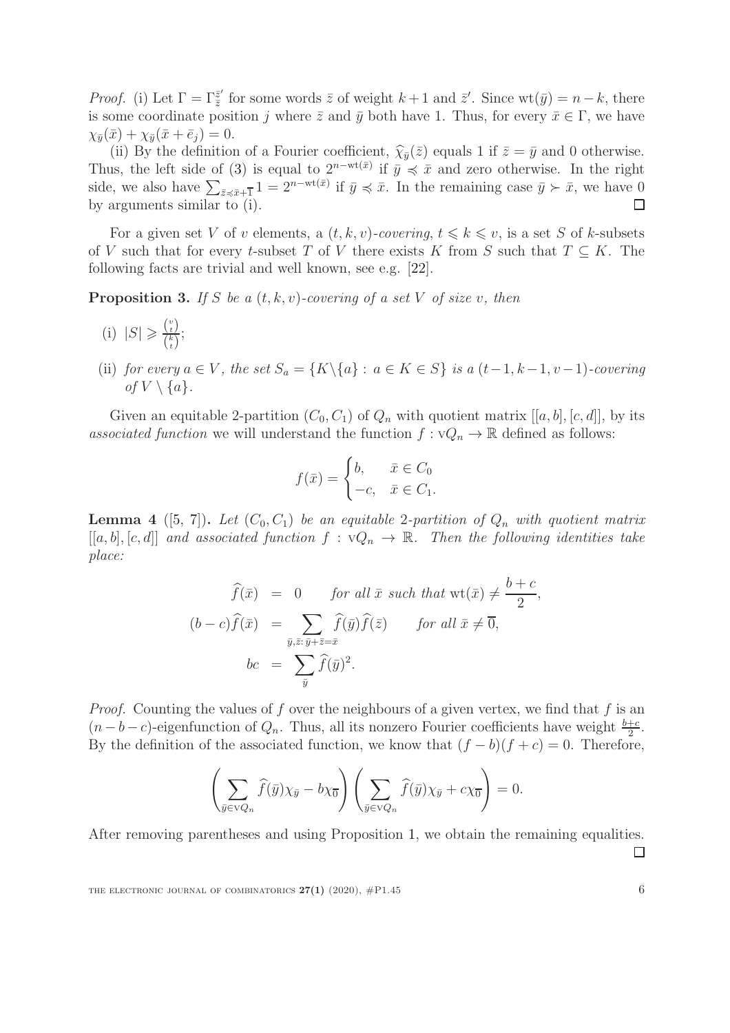*Proof.* (i) Let $\Gamma = \Gamma_{\bar{z}}^{\bar{z}'}$ for some words $\bar{z}$ of weight $k+1$ and $\bar{z}'$. Since $\mathrm{wt}(\bar{y}) = n-k$, there is some coordinate position $j$ where $\bar{z}$ and $\bar{y}$ both have 1. Thus, for every $\bar{x} \in \Gamma$, we have $\chi_{\bar{y}}(\bar{x}) + \chi_{\bar{y}}(\bar{x} + \bar{e}_j) = 0$.

(ii) By the definition of a Fourier coefficient, $\widehat{\chi}_{\bar{y}}(\bar{z})$ equals 1 if $\bar{z} = \bar{y}$ and 0 otherwise. Thus, the left side of (3) is equal to $2^{n-\mathrm{wt}(\bar{x})}$ if $\bar{y} \preccurlyeq \bar{x}$ and zero otherwise. In the right side, we also have $\sum_{\bar{z} \preccurlyeq \bar{x}+\bar{1}} 1 = 2^{n-\mathrm{wt}(\bar{x})}$ if $\bar{y} \preccurlyeq \bar{x}$. In the remaining case $\bar{y} \succ \bar{x}$, we have 0 by arguments similar to (i). $\square$

For a given set $V$ of $v$ elements, a $(t,k,v)$-*covering*, $t \leqslant k \leqslant v$, is a set $S$ of $k$-subsets of $V$ such that for every $t$-subset $T$ of $V$ there exists $K$ from $S$ such that $T \subseteq K$. The following facts are trivial and well known, see e.g. [22].

**Proposition 3.** *If $S$ be a $(t,k,v)$-covering of a set $V$ of size $v$, then*

(i) $|S| \geqslant \frac{\binom{v}{t}}{\binom{k}{t}}$;

(ii) *for every $a \in V$, the set $S_a = \{K \backslash \{a\} : a \in K \in S\}$ is a $(t-1,k-1,v-1)$-covering of $V \setminus \{a\}$.*

Given an equitable 2-partition $(C_0, C_1)$ of $Q_n$ with quotient matrix $[[a,b],[c,d]]$, by its *associated function* we will understand the function $f : \mathrm{v}Q_n \to \mathbb{R}$ defined as follows:

$$f(\bar{x}) = \begin{cases} b, & \bar{x} \in C_0 \\ -c, & \bar{x} \in C_1. \end{cases}$$

**Lemma 4** ([5, 7])**.** *Let $(C_0, C_1)$ be an equitable 2-partition of $Q_n$ with quotient matrix $[[a,b],[c,d]]$ and associated function $f : \mathrm{v}Q_n \to \mathbb{R}$. Then the following identities take place:*

$$\begin{aligned}
\widehat{f}(\bar{x}) &= 0 \qquad \text{for all } \bar{x} \text{ such that } \mathrm{wt}(\bar{x}) \neq \frac{b+c}{2}, \\
(b-c)\widehat{f}(\bar{x}) &= \sum_{\bar{y},\bar{z}:\, \bar{y}+\bar{z}=\bar{x}} \widehat{f}(\bar{y})\widehat{f}(\bar{z}) \qquad \text{for all } \bar{x} \neq \overline{0}, \\
bc &= \sum_{\bar{y}} \widehat{f}(\bar{y})^2.
\end{aligned}$$

*Proof.* Counting the values of $f$ over the neighbours of a given vertex, we find that $f$ is an $(n-b-c)$-eigenfunction of $Q_n$. Thus, all its nonzero Fourier coefficients have weight $\frac{b+c}{2}$. By the definition of the associated function, we know that $(f-b)(f+c) = 0$. Therefore,

$$\left( \sum_{\bar{y} \in \mathrm{v}Q_n} \widehat{f}(\bar{y})\chi_{\bar{y}} - b\chi_{\overline{0}} \right) \left( \sum_{\bar{y} \in \mathrm{v}Q_n} \widehat{f}(\bar{y})\chi_{\bar{y}} + c\chi_{\overline{0}} \right) = 0.$$

After removing parentheses and using Proposition 1, we obtain the remaining equalities. $\square$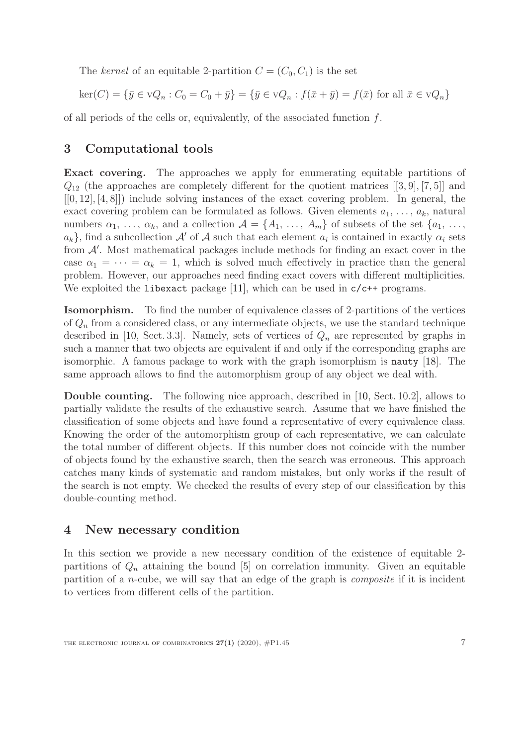The *kernel* of an equitable 2-partition $C = (C_0, C_1)$ is the set

$$\ker(C) = \{\bar{y} \in \mathrm{v}Q_n : C_0 = C_0 + \bar{y}\} = \{\bar{y} \in \mathrm{v}Q_n : f(\bar{x} + \bar{y}) = f(\bar{x}) \text{ for all } \bar{x} \in \mathrm{v}Q_n\}$$

of all periods of the cells or, equivalently, of the associated function $f$.

## 3 Computational tools

**Exact covering.** The approaches we apply for enumerating equitable partitions of $Q_{12}$ (the approaches are completely different for the quotient matrices $[[3, 9], [7, 5]]$ and $[[0, 12], [4, 8]]$) include solving instances of the exact covering problem. In general, the exact covering problem can be formulated as follows. Given elements $a_1, \ldots, a_k$, natural numbers $\alpha_1, \ldots, \alpha_k$, and a collection $\mathcal{A} = \{A_1, \ldots, A_m\}$ of subsets of the set $\{a_1, \ldots, a_k\}$, find a subcollection $\mathcal{A}'$ of $\mathcal{A}$ such that each element $a_i$ is contained in exactly $\alpha_i$ sets from $\mathcal{A}'$. Most mathematical packages include methods for finding an exact cover in the case $\alpha_1 = \cdots = \alpha_k = 1$, which is solved much effectively in practice than the general problem. However, our approaches need finding exact covers with different multiplicities. We exploited the `libexact` package [11], which can be used in `c/c++` programs.

**Isomorphism.** To find the number of equivalence classes of 2-partitions of the vertices of $Q_n$ from a considered class, or any intermediate objects, we use the standard technique described in [10, Sect. 3.3]. Namely, sets of vertices of $Q_n$ are represented by graphs in such a manner that two objects are equivalent if and only if the corresponding graphs are isomorphic. A famous package to work with the graph isomorphism is `nauty` [18]. The same approach allows to find the automorphism group of any object we deal with.

**Double counting.** The following nice approach, described in [10, Sect. 10.2], allows to partially validate the results of the exhaustive search. Assume that we have finished the classification of some objects and have found a representative of every equivalence class. Knowing the order of the automorphism group of each representative, we can calculate the total number of different objects. If this number does not coincide with the number of objects found by the exhaustive search, then the search was erroneous. This approach catches many kinds of systematic and random mistakes, but only works if the result of the search is not empty. We checked the results of every step of our classification by this double-counting method.

## 4 New necessary condition

In this section we provide a new necessary condition of the existence of equitable 2-partitions of $Q_n$ attaining the bound [5] on correlation immunity. Given an equitable partition of a $n$-cube, we will say that an edge of the graph is *composite* if it is incident to vertices from different cells of the partition.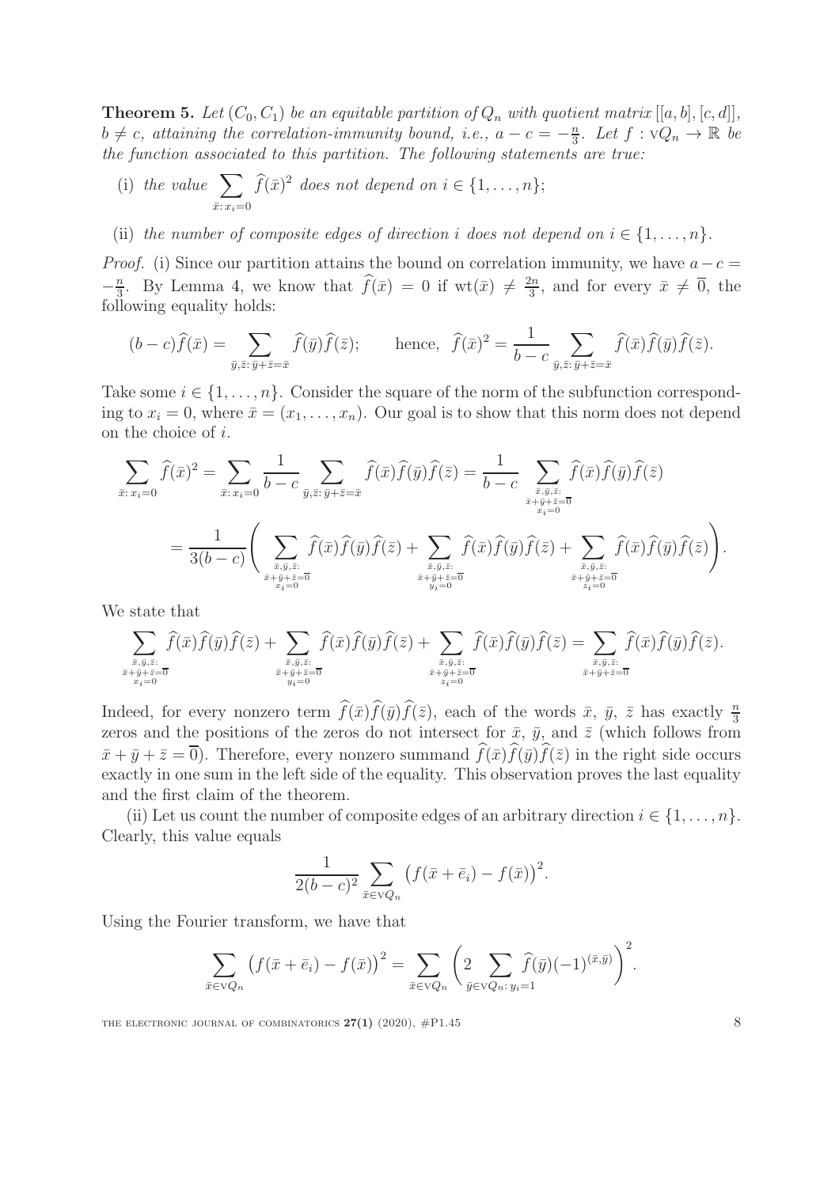**Theorem 5.** *Let $(C_0, C_1)$ be an equitable partition of $Q_n$ with quotient matrix $[[a,b],[c,d]]$, $b \neq c$, attaining the correlation-immunity bound, i.e., $a - c = -\frac{n}{3}$. Let $f : \mathrm{v}Q_n \to \mathbb{R}$ be the function associated to this partition. The following statements are true:*

(i) *the value $\sum_{\bar{x}:\, x_i = 0} \widehat{f}(\bar{x})^2$ does not depend on $i \in \{1, \dots, n\}$;*

(ii) *the number of composite edges of direction $i$ does not depend on $i \in \{1, \dots, n\}$.*

*Proof.* (i) Since our partition attains the bound on correlation immunity, we have $a - c = -\frac{n}{3}$. By Lemma 4, we know that $\widehat{f}(\bar{x}) = 0$ if $\mathrm{wt}(\bar{x}) \neq \frac{2n}{3}$, and for every $\bar{x} \neq \overline{0}$, the following equality holds:

$$(b - c)\widehat{f}(\bar{x}) = \sum_{\bar{y},\bar{z}:\, \bar{y}+\bar{z}=\bar{x}} \widehat{f}(\bar{y})\widehat{f}(\bar{z}); \qquad \text{hence,} \ \ \widehat{f}(\bar{x})^2 = \frac{1}{b-c} \sum_{\bar{y},\bar{z}:\, \bar{y}+\bar{z}=\bar{x}} \widehat{f}(\bar{x})\widehat{f}(\bar{y})\widehat{f}(\bar{z}).$$

Take some $i \in \{1, \dots, n\}$. Consider the square of the norm of the subfunction corresponding to $x_i = 0$, where $\bar{x} = (x_1, \dots, x_n)$. Our goal is to show that this norm does not depend on the choice of $i$.

$$\sum_{\bar{x}:\, x_i=0} \widehat{f}(\bar{x})^2 = \sum_{\bar{x}:\, x_i=0} \frac{1}{b-c} \sum_{\bar{y},\bar{z}:\, \bar{y}+\bar{z}=\bar{x}} \widehat{f}(\bar{x})\widehat{f}(\bar{y})\widehat{f}(\bar{z}) = \frac{1}{b-c} \sum_{\substack{\bar{x},\bar{y},\bar{z}:\\ \bar{x}+\bar{y}+\bar{z}=\overline{0}\\ x_i=0}} \widehat{f}(\bar{x})\widehat{f}(\bar{y})\widehat{f}(\bar{z})$$

$$= \frac{1}{3(b-c)} \left( \sum_{\substack{\bar{x},\bar{y},\bar{z}:\\ \bar{x}+\bar{y}+\bar{z}=\overline{0}\\ x_i=0}} \widehat{f}(\bar{x})\widehat{f}(\bar{y})\widehat{f}(\bar{z}) + \sum_{\substack{\bar{x},\bar{y},\bar{z}:\\ \bar{x}+\bar{y}+\bar{z}=\overline{0}\\ y_i=0}} \widehat{f}(\bar{x})\widehat{f}(\bar{y})\widehat{f}(\bar{z}) + \sum_{\substack{\bar{x},\bar{y},\bar{z}:\\ \bar{x}+\bar{y}+\bar{z}=\overline{0}\\ z_i=0}} \widehat{f}(\bar{x})\widehat{f}(\bar{y})\widehat{f}(\bar{z}) \right).$$

We state that

$$\sum_{\substack{\bar{x},\bar{y},\bar{z}:\\ \bar{x}+\bar{y}+\bar{z}=\overline{0}\\ x_i=0}} \widehat{f}(\bar{x})\widehat{f}(\bar{y})\widehat{f}(\bar{z}) + \sum_{\substack{\bar{x},\bar{y},\bar{z}:\\ \bar{x}+\bar{y}+\bar{z}=\overline{0}\\ y_i=0}} \widehat{f}(\bar{x})\widehat{f}(\bar{y})\widehat{f}(\bar{z}) + \sum_{\substack{\bar{x},\bar{y},\bar{z}:\\ \bar{x}+\bar{y}+\bar{z}=\overline{0}\\ z_i=0}} \widehat{f}(\bar{x})\widehat{f}(\bar{y})\widehat{f}(\bar{z}) = \sum_{\substack{\bar{x},\bar{y},\bar{z}:\\ \bar{x}+\bar{y}+\bar{z}=\overline{0}}} \widehat{f}(\bar{x})\widehat{f}(\bar{y})\widehat{f}(\bar{z}).$$

Indeed, for every nonzero term $\widehat{f}(\bar{x})\widehat{f}(\bar{y})\widehat{f}(\bar{z})$, each of the words $\bar{x}$, $\bar{y}$, $\bar{z}$ has exactly $\frac{n}{3}$ zeros and the positions of the zeros do not intersect for $\bar{x}$, $\bar{y}$, and $\bar{z}$ (which follows from $\bar{x} + \bar{y} + \bar{z} = \overline{0}$). Therefore, every nonzero summand $\widehat{f}(\bar{x})\widehat{f}(\bar{y})\widehat{f}(\bar{z})$ in the right side occurs exactly in one sum in the left side of the equality. This observation proves the last equality and the first claim of the theorem.

(ii) Let us count the number of composite edges of an arbitrary direction $i \in \{1, \dots, n\}$. Clearly, this value equals

$$\frac{1}{2(b-c)^2} \sum_{\bar{x} \in \mathrm{v}Q_n} \big(f(\bar{x} + \bar{e}_i) - f(\bar{x})\big)^2.$$

Using the Fourier transform, we have that

$$\sum_{\bar{x} \in \mathrm{v}Q_n} \big(f(\bar{x} + \bar{e}_i) - f(\bar{x})\big)^2 = \sum_{\bar{x} \in \mathrm{v}Q_n} \left( 2 \sum_{\bar{y} \in \mathrm{v}Q_n:\, y_i=1} \widehat{f}(\bar{y})(-1)^{(\bar{x},\bar{y})} \right)^2.$$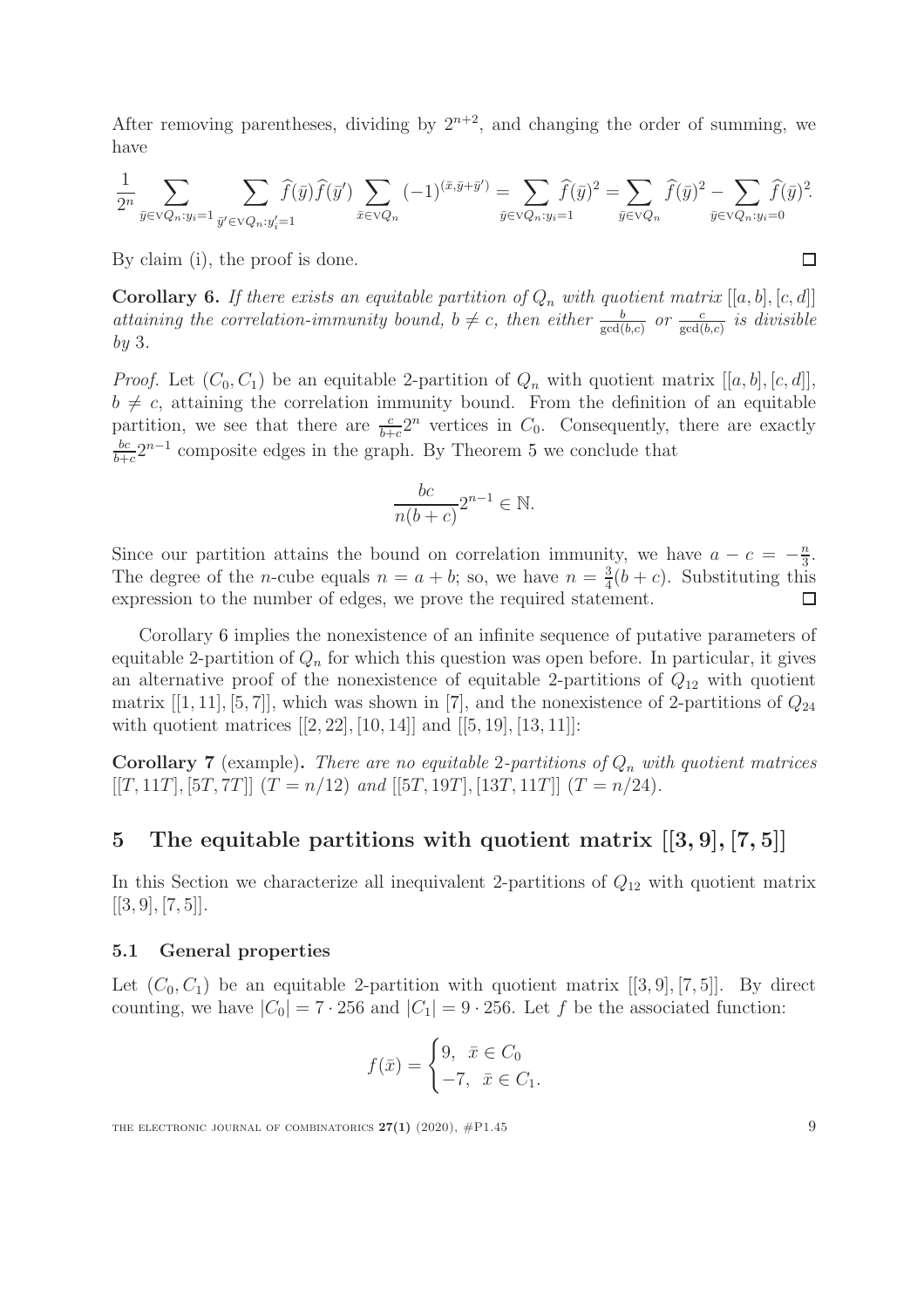After removing parentheses, dividing by $2^{n+2}$, and changing the order of summing, we have

$$\frac{1}{2^n}\sum_{\bar{y}\in \mathrm{V}Q_n:y_i=1}\ \sum_{\bar{y}'\in \mathrm{V}Q_n:y_i'=1}\widehat{f}(\bar{y})\widehat{f}(\bar{y}')\sum_{\bar{x}\in \mathrm{V}Q_n}(-1)^{(\bar{x},\bar{y}+\bar{y}')} = \sum_{\bar{y}\in \mathrm{V}Q_n:y_i=1}\widehat{f}(\bar{y})^2 = \sum_{\bar{y}\in \mathrm{V}Q_n}\widehat{f}(\bar{y})^2 - \sum_{\bar{y}\in \mathrm{V}Q_n:y_i=0}\widehat{f}(\bar{y})^2.$$

By claim (i), the proof is done. □

**Corollary 6.** *If there exists an equitable partition of $Q_n$ with quotient matrix $[[a,b],[c,d]]$ attaining the correlation-immunity bound, $b\neq c$, then either $\frac{b}{\gcd(b,c)}$ or $\frac{c}{\gcd(b,c)}$ is divisible by 3.*

*Proof.* Let $(C_0, C_1)$ be an equitable 2-partition of $Q_n$ with quotient matrix $[[a,b],[c,d]]$, $b\neq c$, attaining the correlation immunity bound. From the definition of an equitable partition, we see that there are $\frac{c}{b+c}2^n$ vertices in $C_0$. Consequently, there are exactly $\frac{bc}{b+c}2^{n-1}$ composite edges in the graph. By Theorem 5 we conclude that

$$\frac{bc}{n(b+c)}2^{n-1}\in \mathbb{N}.$$

Since our partition attains the bound on correlation immunity, we have $a-c=-\frac{n}{3}$. The degree of the $n$-cube equals $n=a+b$; so, we have $n=\frac{3}{4}(b+c)$. Substituting this expression to the number of edges, we prove the required statement. □

Corollary 6 implies the nonexistence of an infinite sequence of putative parameters of equitable 2-partition of $Q_n$ for which this question was open before. In particular, it gives an alternative proof of the nonexistence of equitable 2-partitions of $Q_{12}$ with quotient matrix $[[1,11],[5,7]]$, which was shown in [7], and the nonexistence of 2-partitions of $Q_{24}$ with quotient matrices $[[2,22],[10,14]]$ and $[[5,19],[13,11]]$:

**Corollary 7** (example)**.** *There are no equitable 2-partitions of $Q_n$ with quotient matrices $[[T,11T],[5T,7T]]$ $(T=n/12)$ and $[[5T,19T],[13T,11T]]$ $(T=n/24)$.*

## 5 The equitable partitions with quotient matrix $[[3,9],[7,5]]$

In this Section we characterize all inequivalent 2-partitions of $Q_{12}$ with quotient matrix $[[3,9],[7,5]]$.

### 5.1 General properties

Let $(C_0, C_1)$ be an equitable 2-partition with quotient matrix $[[3,9],[7,5]]$. By direct counting, we have $|C_0| = 7\cdot 256$ and $|C_1| = 9\cdot 256$. Let $f$ be the associated function:

$$f(\bar{x}) = \begin{cases} 9, & \bar{x}\in C_0 \\ -7, & \bar{x}\in C_1. \end{cases}$$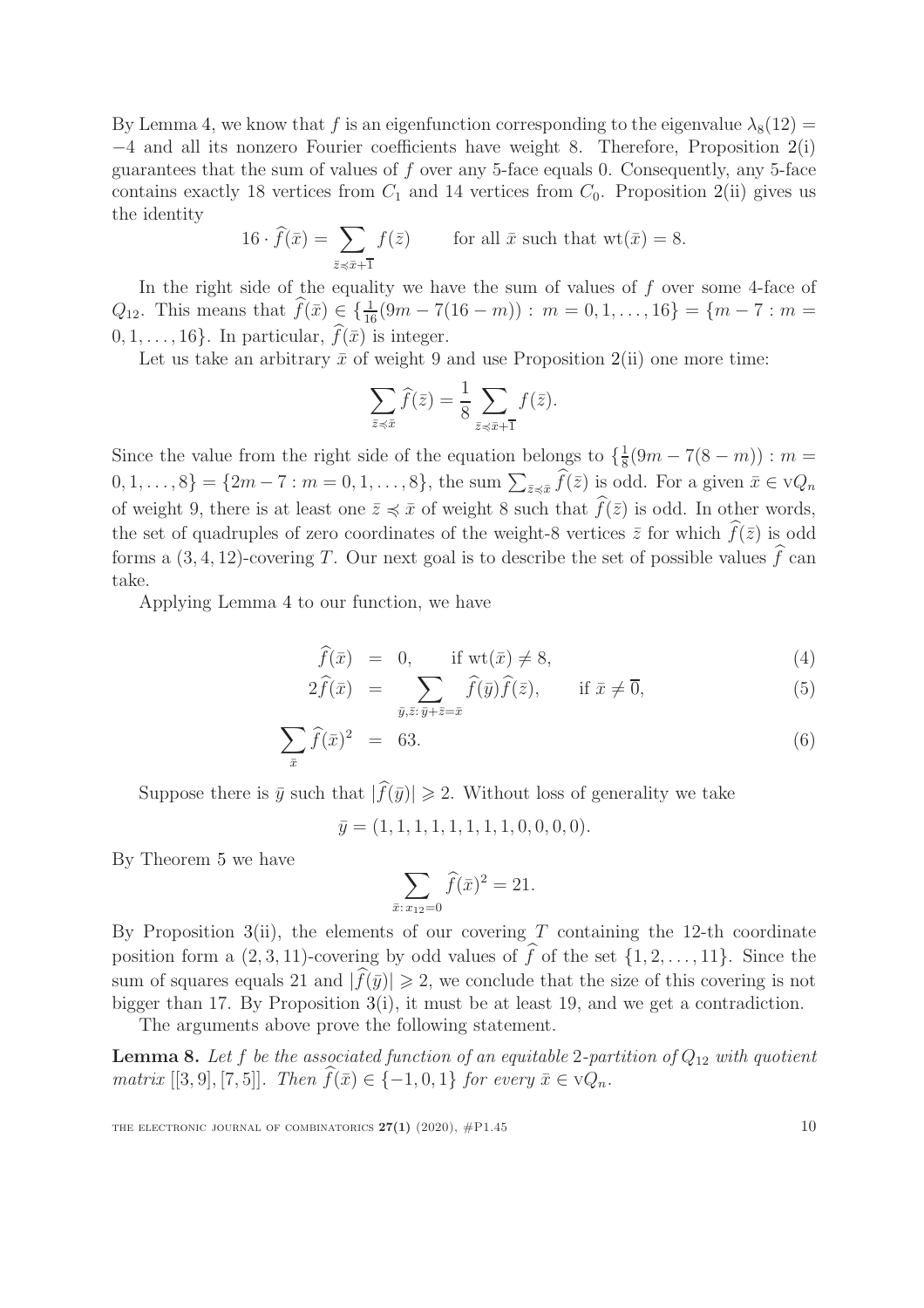By Lemma 4, we know that $f$ is an eigenfunction corresponding to the eigenvalue $\lambda_8(12) = -4$ and all its nonzero Fourier coefficients have weight 8. Therefore, Proposition 2(i) guarantees that the sum of values of $f$ over any 5-face equals 0. Consequently, any 5-face contains exactly 18 vertices from $C_1$ and 14 vertices from $C_0$. Proposition 2(ii) gives us the identity

$$16 \cdot \widehat{f}(\bar{x}) = \sum_{\bar{z} \preccurlyeq \bar{x}+\bar{1}} f(\bar{z}) \qquad \text{for all } \bar{x} \text{ such that } \mathrm{wt}(\bar{x}) = 8.$$

In the right side of the equality we have the sum of values of $f$ over some 4-face of $Q_{12}$. This means that $\widehat{f}(\bar{x}) \in \{\frac{1}{16}(9m - 7(16-m)) : m = 0, 1, \ldots, 16\} = \{m - 7 : m = 0, 1, \ldots, 16\}$. In particular, $\widehat{f}(\bar{x})$ is integer.

Let us take an arbitrary $\bar{x}$ of weight 9 and use Proposition 2(ii) one more time:

$$\sum_{\bar{z} \preccurlyeq \bar{x}} \widehat{f}(\bar{z}) = \frac{1}{8} \sum_{\bar{z} \preccurlyeq \bar{x}+\bar{1}} f(\bar{z}).$$

Since the value from the right side of the equation belongs to $\{\frac{1}{8}(9m - 7(8-m)) : m = 0, 1, \ldots, 8\} = \{2m - 7 : m = 0, 1, \ldots, 8\}$, the sum $\sum_{\bar{z} \preccurlyeq \bar{x}} \widehat{f}(\bar{z})$ is odd. For a given $\bar{x} \in \mathrm{v}Q_n$ of weight 9, there is at least one $\bar{z} \preccurlyeq \bar{x}$ of weight 8 such that $\widehat{f}(\bar{z})$ is odd. In other words, the set of quadruples of zero coordinates of the weight-8 vertices $\bar{z}$ for which $\widehat{f}(\bar{z})$ is odd forms a $(3, 4, 12)$-covering $T$. Our next goal is to describe the set of possible values $\widehat{f}$ can take.

Applying Lemma 4 to our function, we have

$$\widehat{f}(\bar{x}) \;=\; 0, \qquad \text{if } \mathrm{wt}(\bar{x}) \neq 8, \tag{4}$$

$$2\widehat{f}(\bar{x}) \;=\; \sum_{\bar{y}, \bar{z} : \bar{y}+\bar{z}=\bar{x}} \widehat{f}(\bar{y})\widehat{f}(\bar{z}), \qquad \text{if } \bar{x} \neq \bar{0}, \tag{5}$$

$$\sum_{\bar{x}} \widehat{f}(\bar{x})^2 \;=\; 63. \tag{6}$$

Suppose there is $\bar{y}$ such that $|\widehat{f}(\bar{y})| \geqslant 2$. Without loss of generality we take

$$\bar{y} = (1, 1, 1, 1, 1, 1, 1, 1, 0, 0, 0, 0).$$

By Theorem 5 we have

$$\sum_{\bar{x} : x_{12}=0} \widehat{f}(\bar{x})^2 = 21.$$

By Proposition 3(ii), the elements of our covering $T$ containing the 12-th coordinate position form a $(2, 3, 11)$-covering by odd values of $\widehat{f}$ of the set $\{1, 2, \ldots, 11\}$. Since the sum of squares equals 21 and $|\widehat{f}(\bar{y})| \geqslant 2$, we conclude that the size of this covering is not bigger than 17. By Proposition 3(i), it must be at least 19, and we get a contradiction.

The arguments above prove the following statement.

**Lemma 8.** *Let $f$ be the associated function of an equitable 2-partition of $Q_{12}$ with quotient matrix $[[3, 9], [7, 5]]$. Then $\widehat{f}(\bar{x}) \in \{-1, 0, 1\}$ for every $\bar{x} \in \mathrm{v}Q_n$.*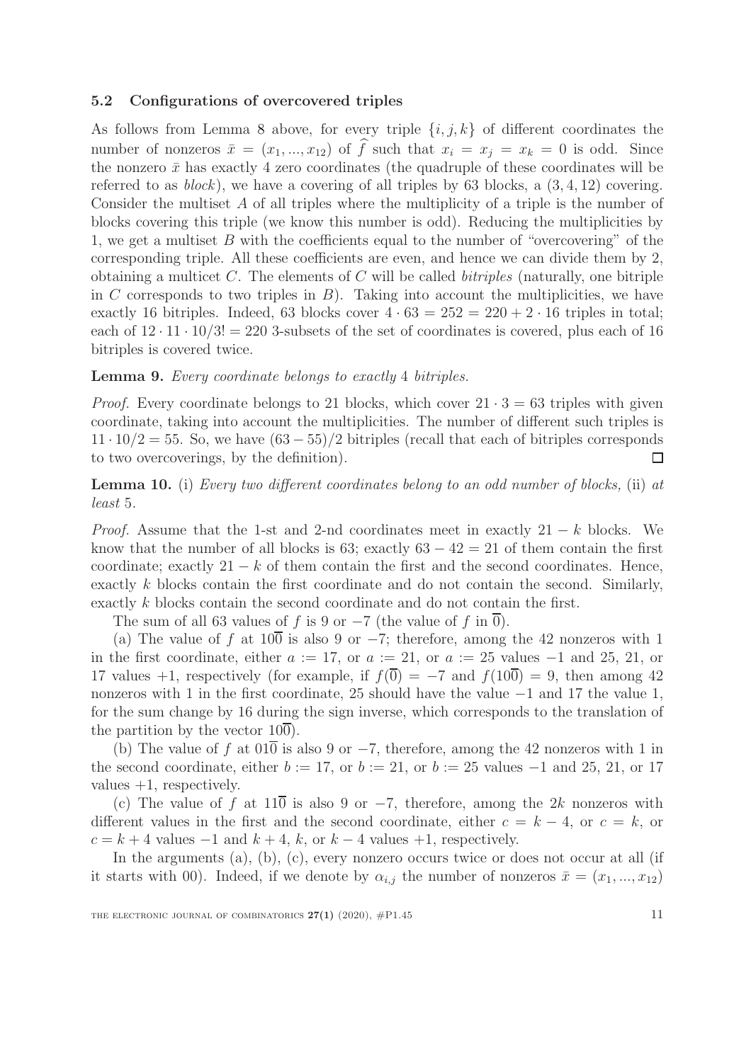### 5.2 Configurations of overcovered triples

As follows from Lemma 8 above, for every triple $\{i,j,k\}$ of different coordinates the number of nonzeros $\bar{x} = (x_1,...,x_{12})$ of $\widehat{f}$ such that $x_i = x_j = x_k = 0$ is odd. Since the nonzero $\bar{x}$ has exactly 4 zero coordinates (the quadruple of these coordinates will be referred to as *block*), we have a covering of all triples by 63 blocks, a $(3,4,12)$ covering. Consider the multiset $A$ of all triples where the multiplicity of a triple is the number of blocks covering this triple (we know this number is odd). Reducing the multiplicities by 1, we get a multiset $B$ with the coefficients equal to the number of "overcovering" of the corresponding triple. All these coefficients are even, and hence we can divide them by 2, obtaining a multicet $C$. The elements of $C$ will be called *bitriples* (naturally, one bitriple in $C$ corresponds to two triples in $B$). Taking into account the multiplicities, we have exactly 16 bitriples. Indeed, 63 blocks cover $4 \cdot 63 = 252 = 220 + 2 \cdot 16$ triples in total; each of $12 \cdot 11 \cdot 10/3! = 220$ 3-subsets of the set of coordinates is covered, plus each of 16 bitriples is covered twice.

**Lemma 9.** *Every coordinate belongs to exactly* 4 *bitriples.*

*Proof.* Every coordinate belongs to 21 blocks, which cover $21 \cdot 3 = 63$ triples with given coordinate, taking into account the multiplicities. The number of different such triples is $11 \cdot 10/2 = 55$. So, we have $(63-55)/2$ bitriples (recall that each of bitriples corresponds to two overcoverings, by the definition). $\square$

**Lemma 10.** (i) *Every two different coordinates belong to an odd number of blocks,* (ii) *at least* 5.

*Proof.* Assume that the 1-st and 2-nd coordinates meet in exactly $21 - k$ blocks. We know that the number of all blocks is 63; exactly $63 - 42 = 21$ of them contain the first coordinate; exactly $21 - k$ of them contain the first and the second coordinates. Hence, exactly $k$ blocks contain the first coordinate and do not contain the second. Similarly, exactly $k$ blocks contain the second coordinate and do not contain the first.

The sum of all 63 values of $f$ is 9 or $-7$ (the value of $f$ in $\overline{0}$).

(a) The value of $f$ at $10\overline{0}$ is also 9 or $-7$; therefore, among the 42 nonzeros with 1 in the first coordinate, either $a := 17$, or $a := 21$, or $a := 25$ values $-1$ and 25, 21, or 17 values $+1$, respectively (for example, if $f(\overline{0}) = -7$ and $f(10\overline{0}) = 9$, then among 42 nonzeros with 1 in the first coordinate, 25 should have the value $-1$ and 17 the value 1, for the sum change by 16 during the sign inverse, which corresponds to the translation of the partition by the vector $10\overline{0}$).

(b) The value of $f$ at $01\overline{0}$ is also 9 or $-7$, therefore, among the 42 nonzeros with 1 in the second coordinate, either $b := 17$, or $b := 21$, or $b := 25$ values $-1$ and 25, 21, or 17 values $+1$, respectively.

(c) The value of $f$ at $11\overline{0}$ is also 9 or $-7$, therefore, among the $2k$ nonzeros with different values in the first and the second coordinate, either $c = k - 4$, or $c = k$, or $c = k + 4$ values $-1$ and $k + 4$, $k$, or $k - 4$ values $+1$, respectively.

In the arguments (a), (b), (c), every nonzero occurs twice or does not occur at all (if it starts with 00). Indeed, if we denote by $\alpha_{i,j}$ the number of nonzeros $\bar{x} = (x_1,...,x_{12})$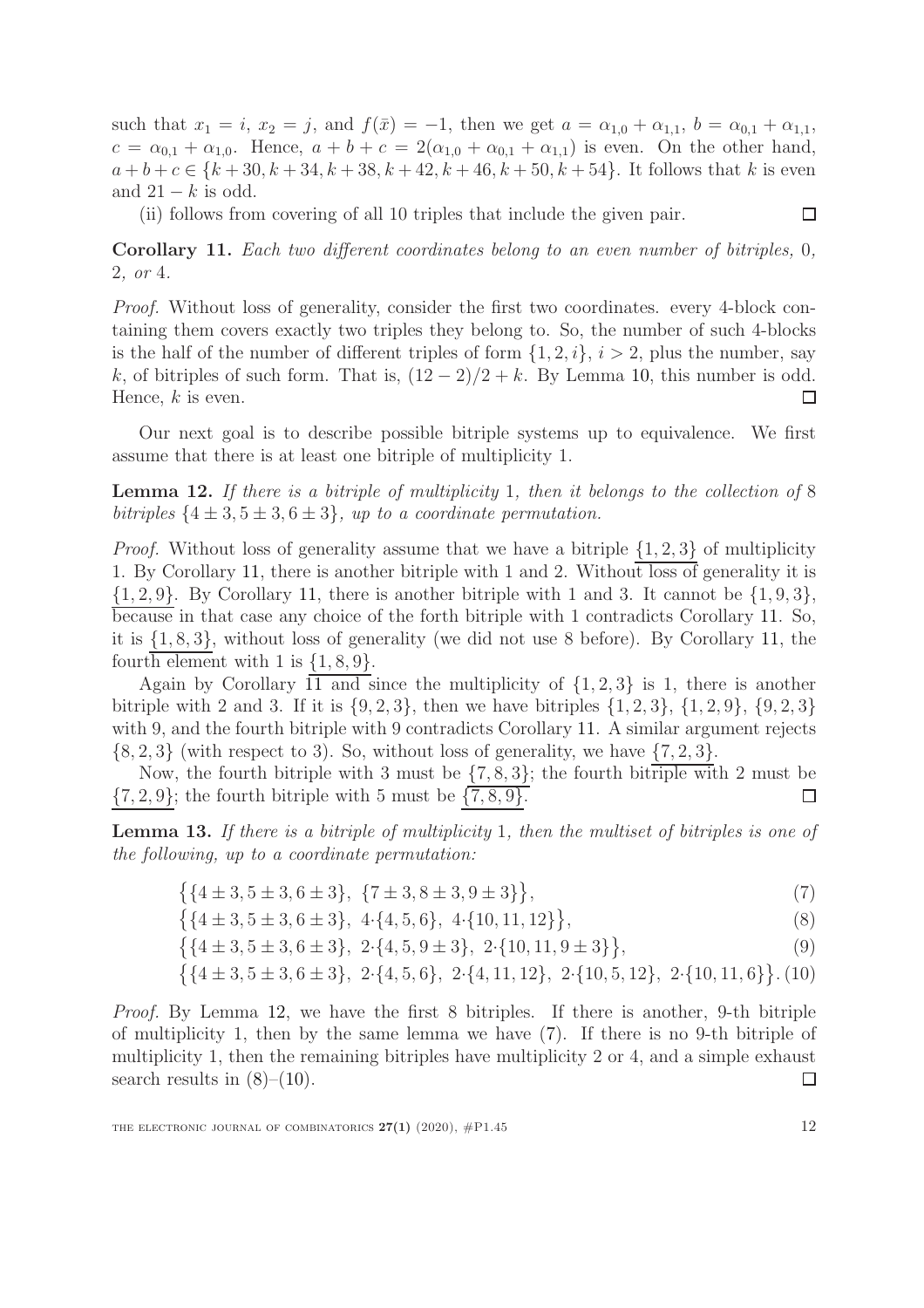such that $x_1 = i$, $x_2 = j$, and $f(\bar{x}) = -1$, then we get $a = \alpha_{1,0} + \alpha_{1,1}$, $b = \alpha_{0,1} + \alpha_{1,1}$, $c = \alpha_{0,1} + \alpha_{1,0}$. Hence, $a + b + c = 2(\alpha_{1,0} + \alpha_{0,1} + \alpha_{1,1})$ is even. On the other hand, $a+b+c \in \{k+30, k+34, k+38, k+42, k+46, k+50, k+54\}$. It follows that $k$ is even and $21-k$ is odd.

(ii) follows from covering of all 10 triples that include the given pair. □

**Corollary 11.** *Each two different coordinates belong to an even number of bitriples,* 0*,* 2*, or* 4*.*

*Proof.* Without loss of generality, consider the first two coordinates. every 4-block containing them covers exactly two triples they belong to. So, the number of such 4-blocks is the half of the number of different triples of form $\{1, 2, i\}$, $i > 2$, plus the number, say $k$, of bitriples of such form. That is, $(12-2)/2 + k$. By Lemma 10, this number is odd. Hence, $k$ is even. □

Our next goal is to describe possible bitriple systems up to equivalence. We first assume that there is at least one bitriple of multiplicity 1.

**Lemma 12.** *If there is a bitriple of multiplicity* 1*, then it belongs to the collection of* 8 *bitriples* $\{4 \pm 3, 5 \pm 3, 6 \pm 3\}$*, up to a coordinate permutation.*

*Proof.* Without loss of generality assume that we have a bitriple $\underline{\{1, 2, 3\}}$ of multiplicity 1. By Corollary 11, there is another bitriple with 1 and 2. Without loss of generality it is $\underline{\{1, 2, 9\}}$. By Corollary 11, there is another bitriple with 1 and 3. It cannot be $\{1, 9, 3\}$, because in that case any choice of the forth bitriple with 1 contradicts Corollary 11. So, it is $\underline{\{1, 8, 3\}}$, without loss of generality (we did not use 8 before). By Corollary 11, the fourth element with 1 is $\underline{\{1, 8, 9\}}$.

Again by Corollary 11 and since the multiplicity of $\{1, 2, 3\}$ is 1, there is another bitriple with 2 and 3. If it is $\{9, 2, 3\}$, then we have bitriples $\{1, 2, 3\}$, $\{1, 2, 9\}$, $\{9, 2, 3\}$ with 9, and the fourth bitriple with 9 contradicts Corollary 11. A similar argument rejects $\{8, 2, 3\}$ (with respect to 3). So, without loss of generality, we have $\underline{\{7, 2, 3\}}$.

Now, the fourth bitriple with 3 must be $\underline{\{7, 8, 3\}}$; the fourth bitriple with 2 must be $\underline{\{7, 2, 9\}}$; the fourth bitriple with 5 must be $\underline{\{7, 8, 9\}}$. □

**Lemma 13.** *If there is a bitriple of multiplicity* 1*, then the multiset of bitriples is one of the following, up to a coordinate permutation:*

$$\big\{\{4 \pm 3, 5 \pm 3, 6 \pm 3\},\ \{7 \pm 3, 8 \pm 3, 9 \pm 3\}\big\}, \tag{7}$$

$$\big\{\{4 \pm 3, 5 \pm 3, 6 \pm 3\},\ 4\cdot\{4, 5, 6\},\ 4\cdot\{10, 11, 12\}\big\}, \tag{8}$$

$$\big\{\{4 \pm 3, 5 \pm 3, 6 \pm 3\},\ 2\cdot\{4, 5, 9 \pm 3\},\ 2\cdot\{10, 11, 9 \pm 3\}\big\}, \tag{9}$$

$$\big\{\{4 \pm 3, 5 \pm 3, 6 \pm 3\},\ 2\cdot\{4, 5, 6\},\ 2\cdot\{4, 11, 12\},\ 2\cdot\{10, 5, 12\},\ 2\cdot\{10, 11, 6\}\big\}. \tag{10}$$

*Proof.* By Lemma 12, we have the first 8 bitriples. If there is another, 9-th bitriple of multiplicity 1, then by the same lemma we have (7). If there is no 9-th bitriple of multiplicity 1, then the remaining bitriples have multiplicity 2 or 4, and a simple exhaust search results in (8)–(10). □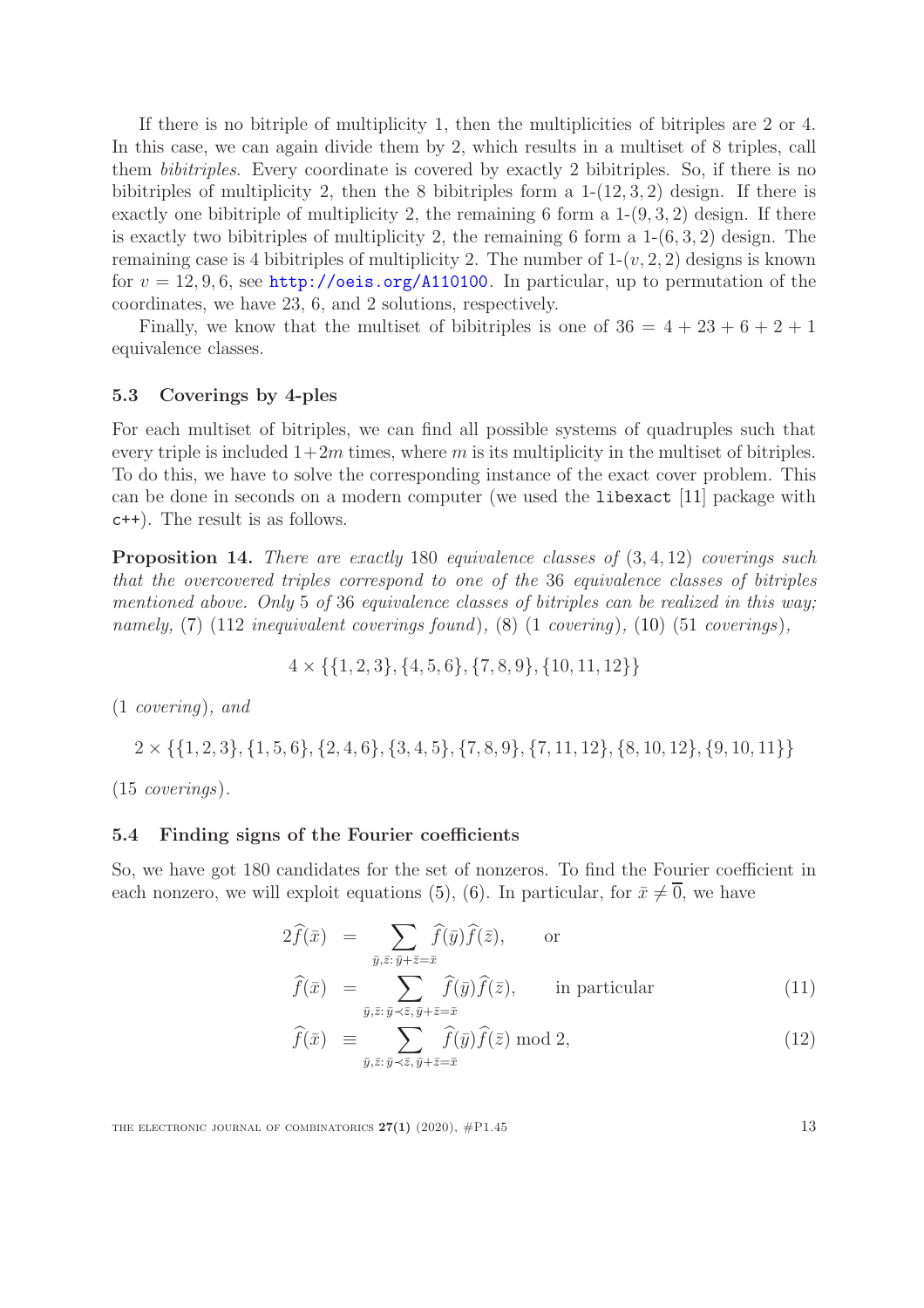If there is no bitriple of multiplicity 1, then the multiplicities of bitriples are 2 or 4. In this case, we can again divide them by 2, which results in a multiset of 8 triples, call them *bibitriples*. Every coordinate is covered by exactly 2 bibitriples. So, if there is no bibitriples of multiplicity 2, then the 8 bibitriples form a 1-$(12, 3, 2)$ design. If there is exactly one bibitriple of multiplicity 2, the remaining 6 form a 1-$(9, 3, 2)$ design. If there is exactly two bibitriples of multiplicity 2, the remaining 6 form a 1-$(6, 3, 2)$ design. The remaining case is 4 bibitriples of multiplicity 2. The number of 1-$(v, 2, 2)$ designs is known for $v = 12, 9, 6$, see http://oeis.org/A110100. In particular, up to permutation of the coordinates, we have 23, 6, and 2 solutions, respectively.

Finally, we know that the multiset of bibitriples is one of $36 = 4 + 23 + 6 + 2 + 1$ equivalence classes.

### 5.3 Coverings by 4-ples

For each multiset of bitriples, we can find all possible systems of quadruples such that every triple is included $1+2m$ times, where $m$ is its multiplicity in the multiset of bitriples. To do this, we have to solve the corresponding instance of the exact cover problem. This can be done in seconds on a modern computer (we used the `libexact` [11] package with `c++`). The result is as follows.

**Proposition 14.** *There are exactly* 180 *equivalence classes of* $(3, 4, 12)$ *coverings such that the overcovered triples correspond to one of the* 36 *equivalence classes of bitriples mentioned above. Only* 5 *of* 36 *equivalence classes of bitriples can be realized in this way; namely,* (7) (112 *inequivalent coverings found*)*,* (8) (1 *covering*)*,* (10) (51 *coverings*)*,*

$$4 \times \{\{1, 2, 3\}, \{4, 5, 6\}, \{7, 8, 9\}, \{10, 11, 12\}\}$$

(1 *covering*)*, and*

$$2 \times \{\{1, 2, 3\}, \{1, 5, 6\}, \{2, 4, 6\}, \{3, 4, 5\}, \{7, 8, 9\}, \{7, 11, 12\}, \{8, 10, 12\}, \{9, 10, 11\}\}$$

(15 *coverings*)*.*

### 5.4 Finding signs of the Fourier coefficients

So, we have got 180 candidates for the set of nonzeros. To find the Fourier coefficient in each nonzero, we will exploit equations (5), (6). In particular, for $\bar{x} \neq \overline{0}$, we have

$$2\widehat{f}(\bar{x}) = \sum_{\bar{y},\bar{z}:\, \bar{y}+\bar{z}=\bar{x}} \widehat{f}(\bar{y})\widehat{f}(\bar{z}), \qquad \text{or}$$

$$\widehat{f}(\bar{x}) = \sum_{\bar{y},\bar{z}:\, \bar{y}\prec\bar{z},\, \bar{y}+\bar{z}=\bar{x}} \widehat{f}(\bar{y})\widehat{f}(\bar{z}), \qquad \text{in particular} \tag{11}$$

$$\widehat{f}(\bar{x}) \equiv \sum_{\bar{y},\bar{z}:\, \bar{y}\prec\bar{z},\, \bar{y}+\bar{z}=\bar{x}} \widehat{f}(\bar{y})\widehat{f}(\bar{z}) \bmod 2, \tag{12}$$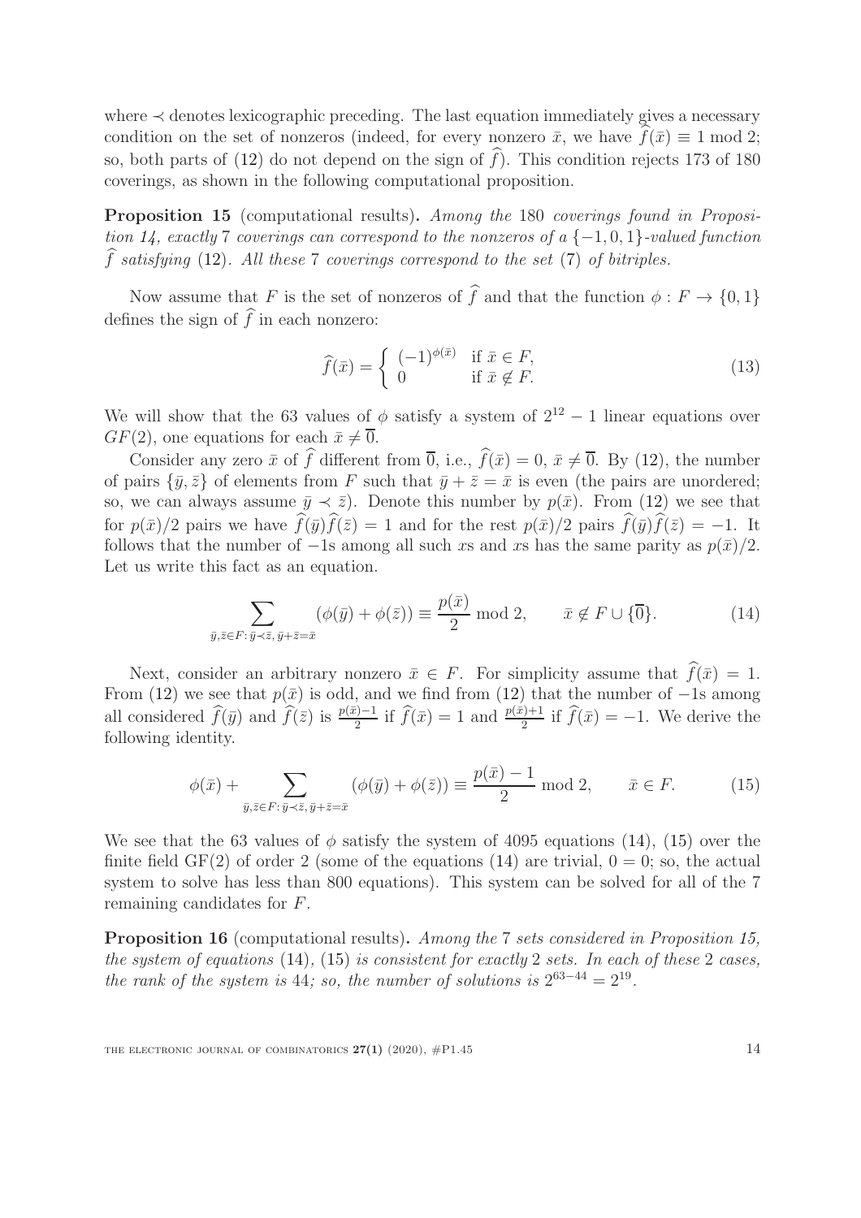where $\prec$ denotes lexicographic preceding. The last equation immediately gives a necessary condition on the set of nonzeros (indeed, for every nonzero $\bar{x}$, we have $\widehat{f}(\bar{x}) \equiv 1 \bmod 2$; so, both parts of (12) do not depend on the sign of $\widehat{f}$). This condition rejects 173 of 180 coverings, as shown in the following computational proposition.

**Proposition 15** (computational results)**.** *Among the* 180 *coverings found in Proposition 14, exactly* 7 *coverings can correspond to the nonzeros of a* $\{-1, 0, 1\}$*-valued function* $\widehat{f}$ *satisfying* (12)*. All these* 7 *coverings correspond to the set* (7) *of bitriples.*

Now assume that $F$ is the set of nonzeros of $\widehat{f}$ and that the function $\phi : F \to \{0, 1\}$ defines the sign of $\widehat{f}$ in each nonzero:

$$\widehat{f}(\bar{x}) = \begin{cases} (-1)^{\phi(\bar{x})} & \text{if } \bar{x} \in F, \\ 0 & \text{if } \bar{x} \notin F. \end{cases} \tag{13}$$

We will show that the 63 values of $\phi$ satisfy a system of $2^{12} - 1$ linear equations over $GF(2)$, one equations for each $\bar{x} \neq \overline{0}$.

Consider any zero $\bar{x}$ of $\widehat{f}$ different from $\overline{0}$, i.e., $\widehat{f}(\bar{x}) = 0$, $\bar{x} \neq \overline{0}$. By (12), the number of pairs $\{\bar{y}, \bar{z}\}$ of elements from $F$ such that $\bar{y} + \bar{z} = \bar{x}$ is even (the pairs are unordered; so, we can always assume $\bar{y} \prec \bar{z}$). Denote this number by $p(\bar{x})$. From (12) we see that for $p(\bar{x})/2$ pairs we have $\widehat{f}(\bar{y})\widehat{f}(\bar{z}) = 1$ and for the rest $p(\bar{x})/2$ pairs $\widehat{f}(\bar{y})\widehat{f}(\bar{z}) = -1$. It follows that the number of $-1$s among all such $x$s and $x$s has the same parity as $p(\bar{x})/2$. Let us write this fact as an equation.

$$\sum_{\bar{y}, \bar{z} \in F : \, \bar{y} \prec \bar{z}, \, \bar{y} + \bar{z} = \bar{x}} (\phi(\bar{y}) + \phi(\bar{z})) \equiv \frac{p(\bar{x})}{2} \bmod 2, \qquad \bar{x} \notin F \cup \{\overline{0}\}. \tag{14}$$

Next, consider an arbitrary nonzero $\bar{x} \in F$. For simplicity assume that $\widehat{f}(\bar{x}) = 1$. From (12) we see that $p(\bar{x})$ is odd, and we find from (12) that the number of $-1$s among all considered $\widehat{f}(\bar{y})$ and $\widehat{f}(\bar{z})$ is $\frac{p(\bar{x})-1}{2}$ if $\widehat{f}(\bar{x}) = 1$ and $\frac{p(\bar{x})+1}{2}$ if $\widehat{f}(\bar{x}) = -1$. We derive the following identity.

$$\phi(\bar{x}) + \sum_{\bar{y}, \bar{z} \in F : \, \bar{y} \prec \bar{z}, \, \bar{y} + \bar{z} = \bar{x}} (\phi(\bar{y}) + \phi(\bar{z})) \equiv \frac{p(\bar{x}) - 1}{2} \bmod 2, \qquad \bar{x} \in F. \tag{15}$$

We see that the 63 values of $\phi$ satisfy the system of 4095 equations (14), (15) over the finite field GF(2) of order 2 (some of the equations (14) are trivial, $0 = 0$; so, the actual system to solve has less than 800 equations). This system can be solved for all of the 7 remaining candidates for $F$.

**Proposition 16** (computational results)**.** *Among the* 7 *sets considered in Proposition 15, the system of equations* (14)*,* (15) *is consistent for exactly* 2 *sets. In each of these* 2 *cases, the rank of the system is* 44*; so, the number of solutions is* $2^{63-44} = 2^{19}$.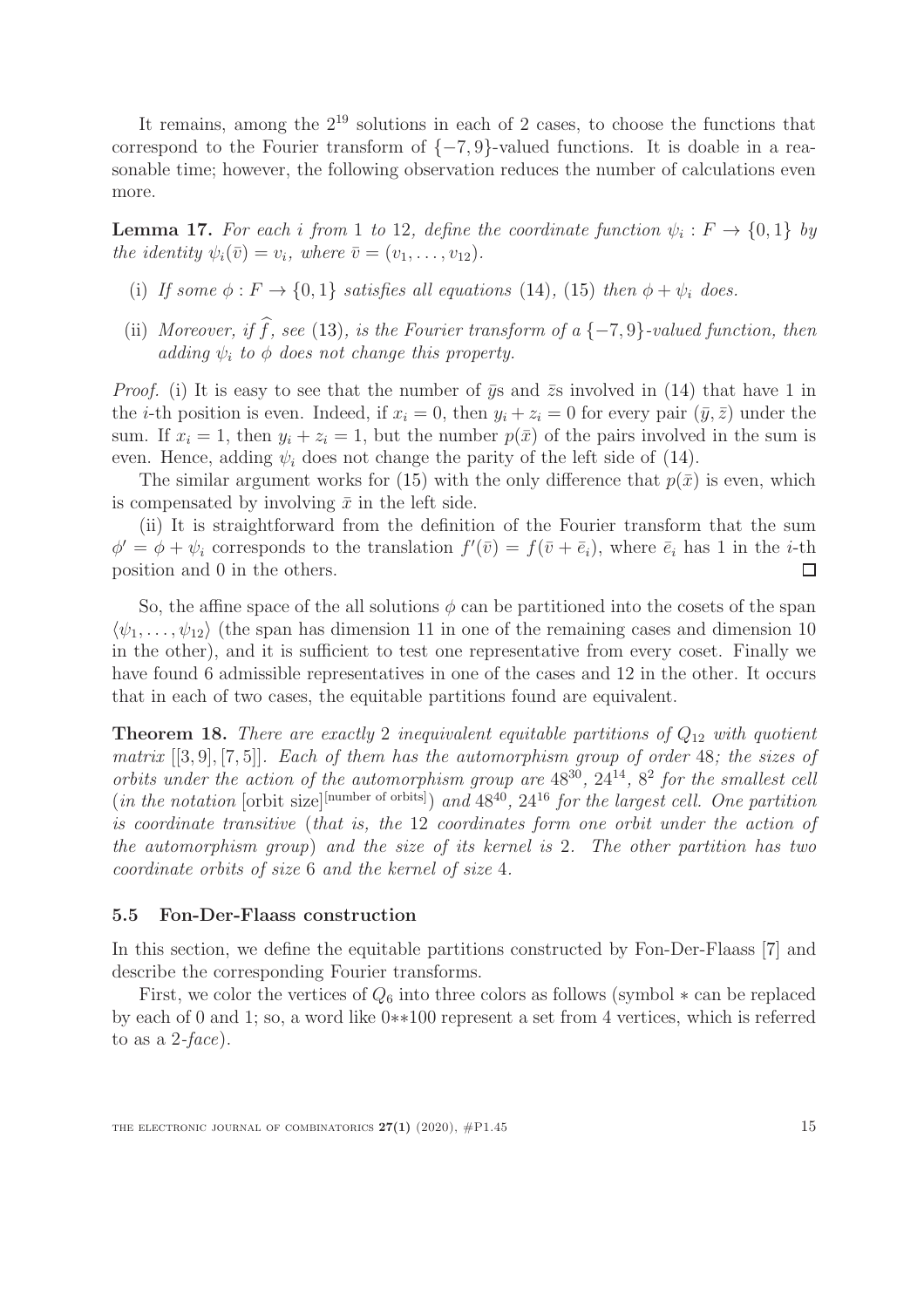It remains, among the $2^{19}$ solutions in each of 2 cases, to choose the functions that correspond to the Fourier transform of $\{-7, 9\}$-valued functions. It is doable in a reasonable time; however, the following observation reduces the number of calculations even more.

**Lemma 17.** *For each $i$ from 1 to 12, define the coordinate function $\psi_i : F \to \{0, 1\}$ by the identity $\psi_i(\bar{v}) = v_i$, where $\bar{v} = (v_1, \ldots, v_{12})$.*

- (i) *If some $\phi : F \to \{0, 1\}$ satisfies all equations (14), (15) then $\phi + \psi_i$ does.*
- (ii) *Moreover, if $\widehat{f}$, see (13), is the Fourier transform of a $\{-7, 9\}$-valued function, then adding $\psi_i$ to $\phi$ does not change this property.*

*Proof.* (i) It is easy to see that the number of $\bar{y}$s and $\bar{z}$s involved in (14) that have 1 in the $i$-th position is even. Indeed, if $x_i = 0$, then $y_i + z_i = 0$ for every pair $(\bar{y}, \bar{z})$ under the sum. If $x_i = 1$, then $y_i + z_i = 1$, but the number $p(\bar{x})$ of the pairs involved in the sum is even. Hence, adding $\psi_i$ does not change the parity of the left side of (14).

The similar argument works for (15) with the only difference that $p(\bar{x})$ is even, which is compensated by involving $\bar{x}$ in the left side.

(ii) It is straightforward from the definition of the Fourier transform that the sum $\phi' = \phi + \psi_i$ corresponds to the translation $f'(\bar{v}) = f(\bar{v} + \bar{e}_i)$, where $\bar{e}_i$ has 1 in the $i$-th position and 0 in the others. $\square$

So, the affine space of the all solutions $\phi$ can be partitioned into the cosets of the span $\langle \psi_1, \ldots, \psi_{12} \rangle$ (the span has dimension 11 in one of the remaining cases and dimension 10 in the other), and it is sufficient to test one representative from every coset. Finally we have found 6 admissible representatives in one of the cases and 12 in the other. It occurs that in each of two cases, the equitable partitions found are equivalent.

**Theorem 18.** *There are exactly 2 inequivalent equitable partitions of $Q_{12}$ with quotient matrix $[[3, 9], [7, 5]]$. Each of them has the automorphism group of order 48; the sizes of orbits under the action of the automorphism group are $48^{30}$, $24^{14}$, $8^2$ for the smallest cell (in the notation $[\text{orbit size}]^{[\text{number of orbits}]}$) and $48^{40}$, $24^{16}$ for the largest cell. One partition is coordinate transitive (that is, the 12 coordinates form one orbit under the action of the automorphism group) and the size of its kernel is 2. The other partition has two coordinate orbits of size 6 and the kernel of size 4.*

### 5.5 Fon-Der-Flaass construction

In this section, we define the equitable partitions constructed by Fon-Der-Flaass [7] and describe the corresponding Fourier transforms.

First, we color the vertices of $Q_6$ into three colors as follows (symbol $*$ can be replaced by each of 0 and 1; so, a word like $0{*}{*}100$ represent a set from 4 vertices, which is referred to as a 2-*face*).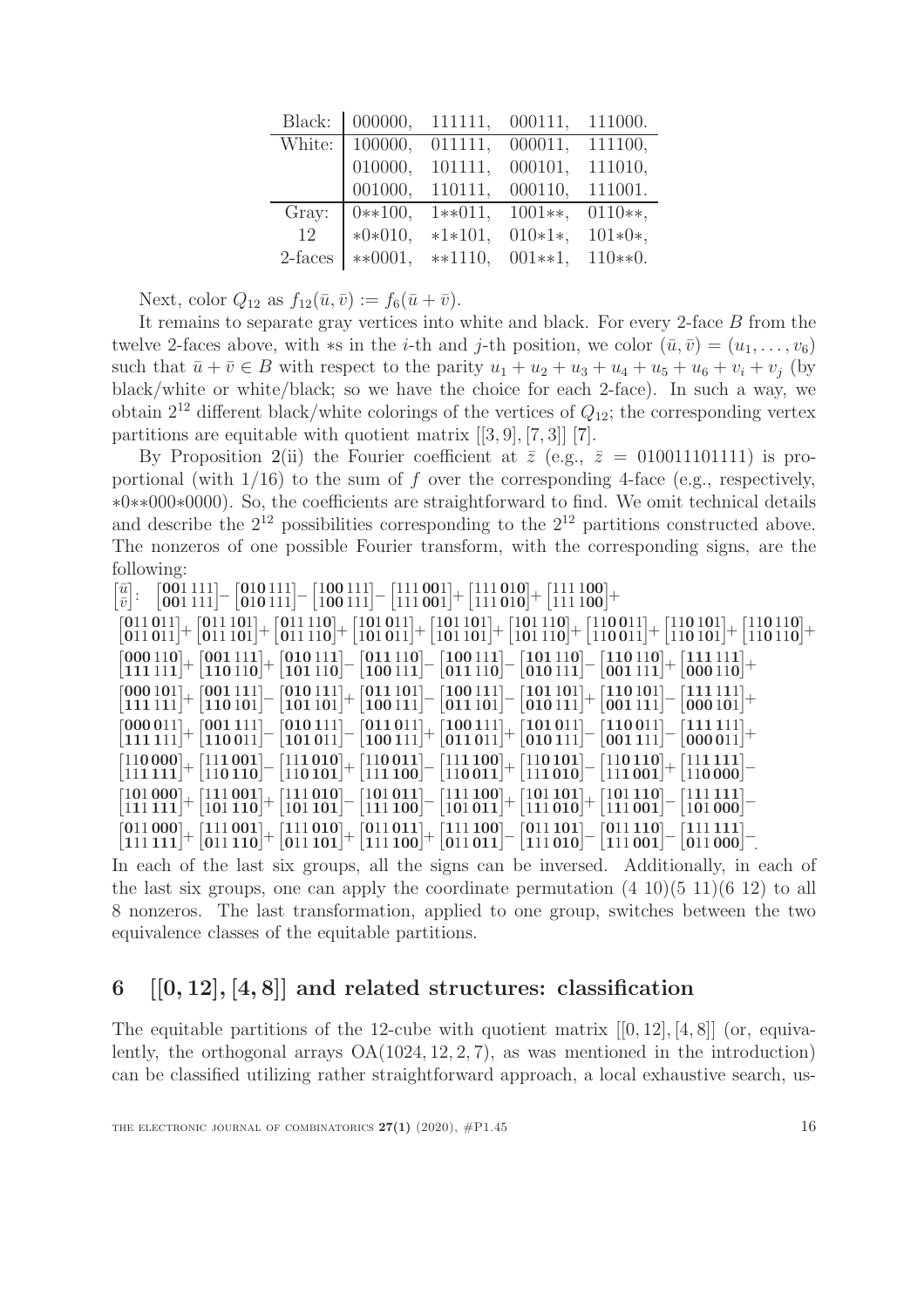| Black: | 000000, | 111111, | 000111, | 111000. |
|---|---|---|---|---|
| White: | 100000, | 011111, | 000011, | 111100, |
| | 010000, | 101111, | 000101, | 111010, |
| | 001000, | 110111, | 000110, | 111001. |
| Gray: | 0**100, | 1**011, | 1001**, | 0110**, |
| 12 | *0*010, | *1*101, | 010*1*, | 101*0*, |
| 2-faces | **0001, | **1110, | 001**1, | 110**0. |

Next, color $Q_{12}$ as $f_{12}(\bar{u}, \bar{v}) := f_6(\bar{u} + \bar{v})$.

It remains to separate gray vertices into white and black. For every 2-face $B$ from the twelve 2-faces above, with $*$ in the $i$-th and $j$-th position, we color $(\bar{u}, \bar{v}) = (u_1, \ldots, v_6)$ such that $\bar{u} + \bar{v} \in B$ with respect to the parity $u_1 + u_2 + u_3 + u_4 + u_5 + u_6 + v_i + v_j$ (by black/white or white/black; so we have the choice for each 2-face). In such a way, we obtain $2^{12}$ different black/white colorings of the vertices of $Q_{12}$; the corresponding vertex partitions are equitable with quotient matrix $[[3, 9], [7, 3]]$ [7].

By Proposition 2(ii) the Fourier coefficient at $\bar{z}$ (e.g., $\bar{z} = 010011101111$) is proportional (with $1/16$) to the sum of $f$ over the corresponding 4-face (e.g., respectively, $*0{*}{*}000{*}0000$). So, the coefficients are straightforward to find. We omit technical details and describe the $2^{12}$ possibilities corresponding to the $2^{12}$ partitions constructed above. The nonzeros of one possible Fourier transform, with the corresponding signs, are the following:

$$\left[\begin{smallmatrix}\bar{u}\\ \bar{v}\end{smallmatrix}\right]: \quad \left[\begin{smallmatrix}\mathbf{001}\,111\\ \mathbf{001}\,111\end{smallmatrix}\right] - \left[\begin{smallmatrix}\mathbf{010}\,111\\ \mathbf{010}\,111\end{smallmatrix}\right] - \left[\begin{smallmatrix}\mathbf{100}\,111\\ \mathbf{100}\,111\end{smallmatrix}\right] - \left[\begin{smallmatrix}111\,\mathbf{001}\\ 111\,\mathbf{001}\end{smallmatrix}\right] + \left[\begin{smallmatrix}111\,\mathbf{010}\\ 111\,\mathbf{010}\end{smallmatrix}\right] + \left[\begin{smallmatrix}111\,\mathbf{100}\\ 111\,\mathbf{100}\end{smallmatrix}\right] +$$

$$\left[\begin{smallmatrix}\mathbf{011}\,\mathbf{011}\\ \mathbf{011}\,\mathbf{011}\end{smallmatrix}\right] + \left[\begin{smallmatrix}\mathbf{011}\,\mathbf{101}\\ \mathbf{011}\,\mathbf{101}\end{smallmatrix}\right] + \left[\begin{smallmatrix}\mathbf{011}\,\mathbf{110}\\ \mathbf{011}\,\mathbf{110}\end{smallmatrix}\right] + \left[\begin{smallmatrix}\mathbf{101}\,\mathbf{011}\\ \mathbf{101}\,\mathbf{011}\end{smallmatrix}\right] + \left[\begin{smallmatrix}\mathbf{101}\,\mathbf{101}\\ \mathbf{101}\,\mathbf{101}\end{smallmatrix}\right] + \left[\begin{smallmatrix}\mathbf{101}\,\mathbf{110}\\ \mathbf{101}\,\mathbf{110}\end{smallmatrix}\right] + \left[\begin{smallmatrix}\mathbf{110}\,\mathbf{011}\\ \mathbf{110}\,\mathbf{011}\end{smallmatrix}\right] + \left[\begin{smallmatrix}\mathbf{110}\,\mathbf{101}\\ \mathbf{110}\,\mathbf{101}\end{smallmatrix}\right] + \left[\begin{smallmatrix}\mathbf{110}\,\mathbf{110}\\ \mathbf{110}\,\mathbf{110}\end{smallmatrix}\right] +$$

$$\left[\begin{smallmatrix}\mathbf{000}\,\mathbf{110}\\ \mathbf{111}\,\mathbf{111}\end{smallmatrix}\right] + \left[\begin{smallmatrix}\mathbf{001}\,\mathbf{111}\\ \mathbf{110}\,\mathbf{110}\end{smallmatrix}\right] + \left[\begin{smallmatrix}\mathbf{010}\,\mathbf{111}\\ \mathbf{101}\,\mathbf{110}\end{smallmatrix}\right] - \left[\begin{smallmatrix}\mathbf{011}\,\mathbf{110}\\ \mathbf{100}\,\mathbf{111}\end{smallmatrix}\right] - \left[\begin{smallmatrix}\mathbf{100}\,\mathbf{111}\\ \mathbf{011}\,\mathbf{110}\end{smallmatrix}\right] - \left[\begin{smallmatrix}\mathbf{101}\,\mathbf{110}\\ \mathbf{010}\,\mathbf{111}\end{smallmatrix}\right] - \left[\begin{smallmatrix}\mathbf{110}\,\mathbf{110}\\ \mathbf{001}\,\mathbf{111}\end{smallmatrix}\right] + \left[\begin{smallmatrix}\mathbf{111}\,\mathbf{111}\\ \mathbf{000}\,\mathbf{110}\end{smallmatrix}\right] +$$

$$\left[\begin{smallmatrix}\mathbf{000}\,\mathbf{101}\\ \mathbf{111}\,\mathbf{111}\end{smallmatrix}\right] + \left[\begin{smallmatrix}\mathbf{001}\,\mathbf{111}\\ \mathbf{110}\,\mathbf{101}\end{smallmatrix}\right] - \left[\begin{smallmatrix}\mathbf{010}\,\mathbf{111}\\ \mathbf{101}\,\mathbf{101}\end{smallmatrix}\right] + \left[\begin{smallmatrix}\mathbf{011}\,\mathbf{101}\\ \mathbf{100}\,\mathbf{111}\end{smallmatrix}\right] - \left[\begin{smallmatrix}\mathbf{100}\,\mathbf{111}\\ \mathbf{011}\,\mathbf{101}\end{smallmatrix}\right] - \left[\begin{smallmatrix}\mathbf{101}\,\mathbf{101}\\ \mathbf{010}\,\mathbf{111}\end{smallmatrix}\right] + \left[\begin{smallmatrix}\mathbf{110}\,\mathbf{101}\\ \mathbf{001}\,\mathbf{111}\end{smallmatrix}\right] - \left[\begin{smallmatrix}\mathbf{111}\,\mathbf{111}\\ \mathbf{000}\,\mathbf{101}\end{smallmatrix}\right] +$$

$$\left[\begin{smallmatrix}\mathbf{000}\,\mathbf{011}\\ \mathbf{111}\,\mathbf{111}\end{smallmatrix}\right] + \left[\begin{smallmatrix}\mathbf{001}\,\mathbf{111}\\ \mathbf{110}\,\mathbf{011}\end{smallmatrix}\right] - \left[\begin{smallmatrix}\mathbf{010}\,\mathbf{111}\\ \mathbf{101}\,\mathbf{011}\end{smallmatrix}\right] - \left[\begin{smallmatrix}\mathbf{011}\,\mathbf{011}\\ \mathbf{100}\,\mathbf{111}\end{smallmatrix}\right] + \left[\begin{smallmatrix}\mathbf{100}\,\mathbf{111}\\ \mathbf{011}\,\mathbf{011}\end{smallmatrix}\right] + \left[\begin{smallmatrix}\mathbf{101}\,\mathbf{011}\\ \mathbf{010}\,\mathbf{111}\end{smallmatrix}\right] - \left[\begin{smallmatrix}\mathbf{110}\,\mathbf{011}\\ \mathbf{001}\,\mathbf{111}\end{smallmatrix}\right] - \left[\begin{smallmatrix}\mathbf{111}\,\mathbf{111}\\ \mathbf{000}\,\mathbf{011}\end{smallmatrix}\right] +$$

$$\left[\begin{smallmatrix}110\,\mathbf{000}\\ 111\,\mathbf{111}\end{smallmatrix}\right] + \left[\begin{smallmatrix}111\,\mathbf{001}\\ 110\,\mathbf{110}\end{smallmatrix}\right] - \left[\begin{smallmatrix}111\,\mathbf{010}\\ 110\,\mathbf{101}\end{smallmatrix}\right] + \left[\begin{smallmatrix}110\,\mathbf{011}\\ 111\,\mathbf{100}\end{smallmatrix}\right] - \left[\begin{smallmatrix}111\,\mathbf{100}\\ 110\,\mathbf{011}\end{smallmatrix}\right] + \left[\begin{smallmatrix}110\,\mathbf{101}\\ 111\,\mathbf{010}\end{smallmatrix}\right] - \left[\begin{smallmatrix}110\,\mathbf{110}\\ 111\,\mathbf{001}\end{smallmatrix}\right] + \left[\begin{smallmatrix}111\,\mathbf{111}\\ 110\,\mathbf{000}\end{smallmatrix}\right] -$$

$$\left[\begin{smallmatrix}101\,\mathbf{000}\\ 111\,\mathbf{111}\end{smallmatrix}\right] + \left[\begin{smallmatrix}111\,\mathbf{001}\\ 101\,\mathbf{110}\end{smallmatrix}\right] + \left[\begin{smallmatrix}111\,\mathbf{010}\\ 101\,\mathbf{101}\end{smallmatrix}\right] - \left[\begin{smallmatrix}101\,\mathbf{011}\\ 111\,\mathbf{100}\end{smallmatrix}\right] - \left[\begin{smallmatrix}111\,\mathbf{100}\\ 101\,\mathbf{011}\end{smallmatrix}\right] + \left[\begin{smallmatrix}101\,\mathbf{101}\\ 111\,\mathbf{010}\end{smallmatrix}\right] + \left[\begin{smallmatrix}101\,\mathbf{110}\\ 111\,\mathbf{001}\end{smallmatrix}\right] - \left[\begin{smallmatrix}111\,\mathbf{111}\\ 101\,\mathbf{000}\end{smallmatrix}\right] -$$

$$\left[\begin{smallmatrix}011\,\mathbf{000}\\ 111\,\mathbf{111}\end{smallmatrix}\right] + \left[\begin{smallmatrix}111\,\mathbf{001}\\ 011\,\mathbf{110}\end{smallmatrix}\right] + \left[\begin{smallmatrix}111\,\mathbf{010}\\ 011\,\mathbf{101}\end{smallmatrix}\right] + \left[\begin{smallmatrix}011\,\mathbf{011}\\ 111\,\mathbf{100}\end{smallmatrix}\right] + \left[\begin{smallmatrix}111\,\mathbf{100}\\ 011\,\mathbf{011}\end{smallmatrix}\right] - \left[\begin{smallmatrix}011\,\mathbf{101}\\ 111\,\mathbf{010}\end{smallmatrix}\right] - \left[\begin{smallmatrix}011\,\mathbf{110}\\ 111\,\mathbf{001}\end{smallmatrix}\right] - \left[\begin{smallmatrix}111\,\mathbf{111}\\ 011\,\mathbf{000}\end{smallmatrix}\right].$$

In each of the last six groups, all the signs can be inversed. Additionally, in each of the last six groups, one can apply the coordinate permutation $(4\ 10)(5\ 11)(6\ 12)$ to all 8 nonzeros. The last transformation, applied to one group, switches between the two equivalence classes of the equitable partitions.

## 6 $[[0, 12], [4, 8]]$ and related structures: classification

The equitable partitions of the 12-cube with quotient matrix $[[0, 12], [4, 8]]$ (or, equivalently, the orthogonal arrays $\mathrm{OA}(1024, 12, 2, 7)$, as was mentioned in the introduction) can be classified utilizing rather straightforward approach, a local exhaustive search, us-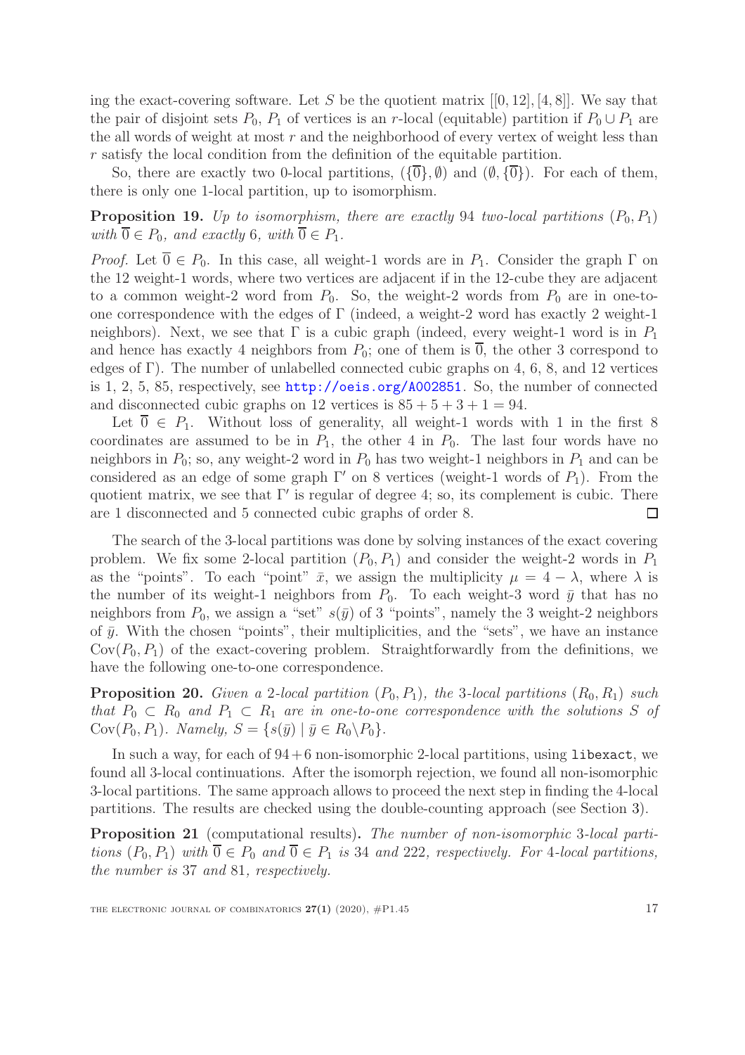ing the exact-covering software. Let $S$ be the quotient matrix $[[0,12],[4,8]]$. We say that the pair of disjoint sets $P_0$, $P_1$ of vertices is an $r$-local (equitable) partition if $P_0 \cup P_1$ are the all words of weight at most $r$ and the neighborhood of every vertex of weight less than $r$ satisfy the local condition from the definition of the equitable partition.

So, there are exactly two 0-local partitions, $(\{\overline{0}\}, \emptyset)$ and $(\emptyset, \{\overline{0}\})$. For each of them, there is only one 1-local partition, up to isomorphism.

**Proposition 19.** *Up to isomorphism, there are exactly* 94 *two-local partitions* $(P_0, P_1)$ *with* $\overline{0} \in P_0$*, and exactly* 6*, with* $\overline{0} \in P_1$*.*

*Proof.* Let $\overline{0} \in P_0$. In this case, all weight-1 words are in $P_1$. Consider the graph $\Gamma$ on the 12 weight-1 words, where two vertices are adjacent if in the 12-cube they are adjacent to a common weight-2 word from $P_0$. So, the weight-2 words from $P_0$ are in one-to-one correspondence with the edges of $\Gamma$ (indeed, a weight-2 word has exactly 2 weight-1 neighbors). Next, we see that $\Gamma$ is a cubic graph (indeed, every weight-1 word is in $P_1$ and hence has exactly 4 neighbors from $P_0$; one of them is $\overline{0}$, the other 3 correspond to edges of $\Gamma$). The number of unlabelled connected cubic graphs on 4, 6, 8, and 12 vertices is 1, 2, 5, 85, respectively, see http://oeis.org/A002851. So, the number of connected and disconnected cubic graphs on 12 vertices is $85 + 5 + 3 + 1 = 94$.

Let $\overline{0} \in P_1$. Without loss of generality, all weight-1 words with 1 in the first 8 coordinates are assumed to be in $P_1$, the other 4 in $P_0$. The last four words have no neighbors in $P_0$; so, any weight-2 word in $P_0$ has two weight-1 neighbors in $P_1$ and can be considered as an edge of some graph $\Gamma'$ on 8 vertices (weight-1 words of $P_1$). From the quotient matrix, we see that $\Gamma'$ is regular of degree 4; so, its complement is cubic. There are 1 disconnected and 5 connected cubic graphs of order 8. ∎

The search of the 3-local partitions was done by solving instances of the exact covering problem. We fix some 2-local partition $(P_0, P_1)$ and consider the weight-2 words in $P_1$ as the "points". To each "point" $\bar{x}$, we assign the multiplicity $\mu = 4 - \lambda$, where $\lambda$ is the number of its weight-1 neighbors from $P_0$. To each weight-3 word $\bar{y}$ that has no neighbors from $P_0$, we assign a "set" $s(\bar{y})$ of 3 "points", namely the 3 weight-2 neighbors of $\bar{y}$. With the chosen "points", their multiplicities, and the "sets", we have an instance $\mathrm{Cov}(P_0, P_1)$ of the exact-covering problem. Straightforwardly from the definitions, we have the following one-to-one correspondence.

**Proposition 20.** *Given a* 2*-local partition* $(P_0, P_1)$*, the* 3*-local partitions* $(R_0, R_1)$ *such that* $P_0 \subset R_0$ *and* $P_1 \subset R_1$ *are in one-to-one correspondence with the solutions* $S$ *of* $\mathrm{Cov}(P_0, P_1)$*. Namely,* $S = \{s(\bar{y}) \mid \bar{y} \in R_0 \backslash P_0\}$*.*

In such a way, for each of $94 + 6$ non-isomorphic 2-local partitions, using `libexact`, we found all 3-local continuations. After the isomorph rejection, we found all non-isomorphic 3-local partitions. The same approach allows to proceed the next step in finding the 4-local partitions. The results are checked using the double-counting approach (see Section 3).

**Proposition 21** (computational results)**.** *The number of non-isomorphic* 3*-local partitions* $(P_0, P_1)$ *with* $\overline{0} \in P_0$ *and* $\overline{0} \in P_1$ *is* 34 *and* 222*, respectively. For* 4*-local partitions, the number is* 37 *and* 81*, respectively.*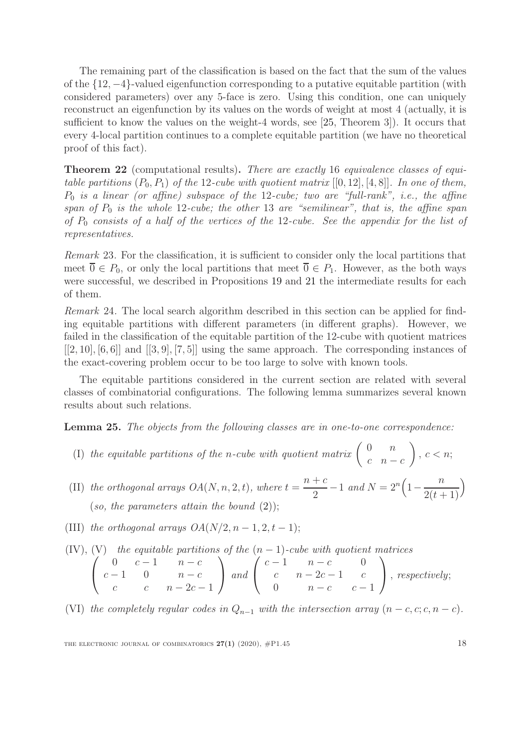The remaining part of the classification is based on the fact that the sum of the values of the $\{12,-4\}$-valued eigenfunction corresponding to a putative equitable partition (with considered parameters) over any 5-face is zero. Using this condition, one can uniquely reconstruct an eigenfunction by its values on the words of weight at most 4 (actually, it is sufficient to know the values on the weight-4 words, see [25, Theorem 3]). It occurs that every 4-local partition continues to a complete equitable partition (we have no theoretical proof of this fact).

**Theorem 22** (computational results)**.** *There are exactly* 16 *equivalence classes of equitable partitions* $(P_0, P_1)$ *of the* 12*-cube with quotient matrix* $[[0,12],[4,8]]$*. In one of them,* $P_0$ *is a linear (or affine) subspace of the* 12*-cube; two are "full-rank", i.e., the affine span of* $P_0$ *is the whole* 12*-cube; the other* 13 *are "semilinear", that is, the affine span of* $P_0$ *consists of a half of the vertices of the* 12*-cube. See the appendix for the list of representatives.*

*Remark* 23*.* For the classification, it is sufficient to consider only the local partitions that meet $\overline{0} \in P_0$, or only the local partitions that meet $\overline{0} \in P_1$. However, as the both ways were successful, we described in Propositions 19 and 21 the intermediate results for each of them.

*Remark* 24*.* The local search algorithm described in this section can be applied for finding equitable partitions with different parameters (in different graphs). However, we failed in the classification of the equitable partition of the 12-cube with quotient matrices $[[2,10],[6,6]]$ and $[[3,9],[7,5]]$ using the same approach. The corresponding instances of the exact-covering problem occur to be too large to solve with known tools.

The equitable partitions considered in the current section are related with several classes of combinatorial configurations. The following lemma summarizes several known results about such relations.

**Lemma 25.** *The objects from the following classes are in one-to-one correspondence:*

- (I) *the equitable partitions of the* $n$*-cube with quotient matrix* $\begin{pmatrix} 0 & n \\ c & n-c \end{pmatrix}$, $c < n$;
- (II) *the orthogonal arrays* $OA(N, n, 2, t)$*, where* $t = \dfrac{n+c}{2} - 1$ *and* $N = 2^n\Big(1 - \dfrac{n}{2(t+1)}\Big)$ (*so, the parameters attain the bound* (2));
- (III) *the orthogonal arrays* $OA(N/2, n-1, 2, t-1)$;
- (IV), (V) *the equitable partitions of the* $(n-1)$*-cube with quotient matrices* $\begin{pmatrix} 0 & c-1 & n-c \\ c-1 & 0 & n-c \\ c & c & n-2c-1 \end{pmatrix}$ *and* $\begin{pmatrix} c-1 & n-c & 0 \\ c & n-2c-1 & c \\ 0 & n-c & c-1 \end{pmatrix}$, *respectively*;
- (VI) *the completely regular codes in* $Q_{n-1}$ *with the intersection array* $(n-c, c; c, n-c)$.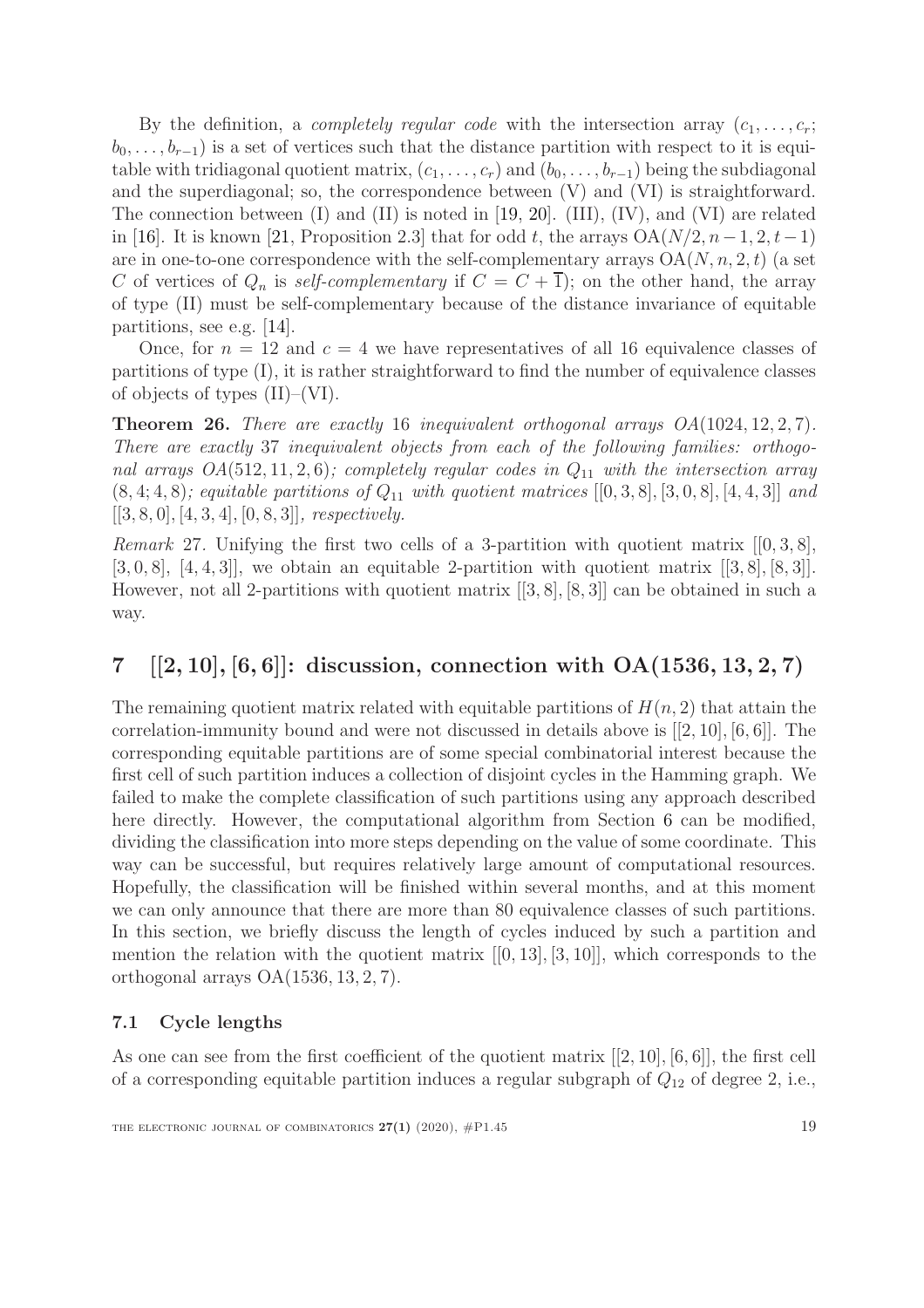By the definition, a *completely regular code* with the intersection array $(c_1, \ldots, c_r; b_0, \ldots, b_{r-1})$ is a set of vertices such that the distance partition with respect to it is equitable with tridiagonal quotient matrix, $(c_1, \ldots, c_r)$ and $(b_0, \ldots, b_{r-1})$ being the subdiagonal and the superdiagonal; so, the correspondence between (V) and (VI) is straightforward. The connection between (I) and (II) is noted in [19, 20]. (III), (IV), and (VI) are related in [16]. It is known [21, Proposition 2.3] that for odd $t$, the arrays $\mathrm{OA}(N/2, n-1, 2, t-1)$ are in one-to-one correspondence with the self-complementary arrays $\mathrm{OA}(N, n, 2, t)$ (a set $C$ of vertices of $Q_n$ is *self-complementary* if $C = C + \overline{1}$); on the other hand, the array of type (II) must be self-complementary because of the distance invariance of equitable partitions, see e.g. [14].

Once, for $n = 12$ and $c = 4$ we have representatives of all 16 equivalence classes of partitions of type (I), it is rather straightforward to find the number of equivalence classes of objects of types (II)–(VI).

**Theorem 26.** *There are exactly* 16 *inequivalent orthogonal arrays* $OA(1024, 12, 2, 7)$*. There are exactly* 37 *inequivalent objects from each of the following families: orthogonal arrays* $OA(512, 11, 2, 6)$*; completely regular codes in* $Q_{11}$ *with the intersection array* $(8, 4; 4, 8)$*; equitable partitions of* $Q_{11}$ *with quotient matrices* $[[0, 3, 8], [3, 0, 8], [4, 4, 3]]$ *and* $[[3, 8, 0], [4, 3, 4], [0, 8, 3]]$*, respectively.*

*Remark* 27. Unifying the first two cells of a 3-partition with quotient matrix $[[0, 3, 8], [3, 0, 8], [4, 4, 3]]$, we obtain an equitable 2-partition with quotient matrix $[[3, 8], [8, 3]]$. However, not all 2-partitions with quotient matrix $[[3, 8], [8, 3]]$ can be obtained in such a way.

## 7 $[[2, 10], [6, 6]]$: discussion, connection with $\mathrm{OA}(1536, 13, 2, 7)$

The remaining quotient matrix related with equitable partitions of $H(n, 2)$ that attain the correlation-immunity bound and were not discussed in details above is $[[2, 10], [6, 6]]$. The corresponding equitable partitions are of some special combinatorial interest because the first cell of such partition induces a collection of disjoint cycles in the Hamming graph. We failed to make the complete classification of such partitions using any approach described here directly. However, the computational algorithm from Section 6 can be modified, dividing the classification into more steps depending on the value of some coordinate. This way can be successful, but requires relatively large amount of computational resources. Hopefully, the classification will be finished within several months, and at this moment we can only announce that there are more than 80 equivalence classes of such partitions. In this section, we briefly discuss the length of cycles induced by such a partition and mention the relation with the quotient matrix $[[0, 13], [3, 10]]$, which corresponds to the orthogonal arrays $\mathrm{OA}(1536, 13, 2, 7)$.

### 7.1 Cycle lengths

As one can see from the first coefficient of the quotient matrix $[[2, 10], [6, 6]]$, the first cell of a corresponding equitable partition induces a regular subgraph of $Q_{12}$ of degree 2, i.e.,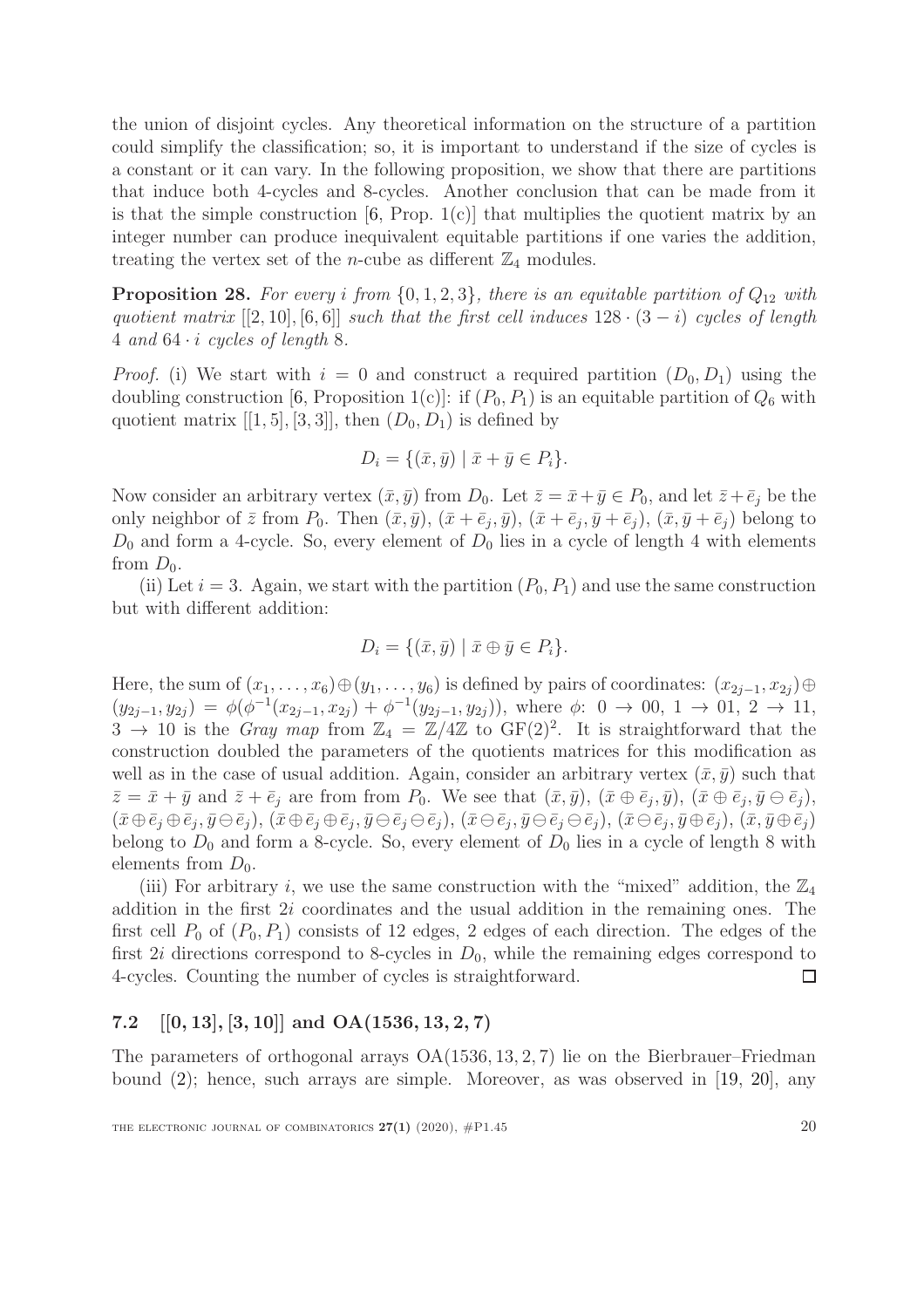the union of disjoint cycles. Any theoretical information on the structure of a partition could simplify the classification; so, it is important to understand if the size of cycles is a constant or it can vary. In the following proposition, we show that there are partitions that induce both 4-cycles and 8-cycles. Another conclusion that can be made from it is that the simple construction [6, Prop. 1(c)] that multiplies the quotient matrix by an integer number can produce inequivalent equitable partitions if one varies the addition, treating the vertex set of the $n$-cube as different $\mathbb{Z}_4$ modules.

**Proposition 28.** *For every $i$ from $\{0, 1, 2, 3\}$, there is an equitable partition of $Q_{12}$ with quotient matrix $[[2, 10], [6, 6]]$ such that the first cell induces $128 \cdot (3 - i)$ cycles of length 4 and $64 \cdot i$ cycles of length 8.*

*Proof.* (i) We start with $i = 0$ and construct a required partition $(D_0, D_1)$ using the doubling construction [6, Proposition 1(c)]: if $(P_0, P_1)$ is an equitable partition of $Q_6$ with quotient matrix $[[1, 5], [3, 3]]$, then $(D_0, D_1)$ is defined by

$$D_i = \{(\bar{x}, \bar{y}) \mid \bar{x} + \bar{y} \in P_i\}.$$

Now consider an arbitrary vertex $(\bar{x}, \bar{y})$ from $D_0$. Let $\bar{z} = \bar{x} + \bar{y} \in P_0$, and let $\bar{z} + \bar{e}_j$ be the only neighbor of $\bar{z}$ from $P_0$. Then $(\bar{x}, \bar{y})$, $(\bar{x} + \bar{e}_j, \bar{y})$, $(\bar{x} + \bar{e}_j, \bar{y} + \bar{e}_j)$, $(\bar{x}, \bar{y} + \bar{e}_j)$ belong to $D_0$ and form a 4-cycle. So, every element of $D_0$ lies in a cycle of length 4 with elements from $D_0$.

(ii) Let $i = 3$. Again, we start with the partition $(P_0, P_1)$ and use the same construction but with different addition:

$$D_i = \{(\bar{x}, \bar{y}) \mid \bar{x} \oplus \bar{y} \in P_i\}.$$

Here, the sum of $(x_1, \ldots, x_6) \oplus (y_1, \ldots, y_6)$ is defined by pairs of coordinates: $(x_{2j-1}, x_{2j}) \oplus (y_{2j-1}, y_{2j}) = \phi(\phi^{-1}(x_{2j-1}, x_{2j}) + \phi^{-1}(y_{2j-1}, y_{2j}))$, where $\phi\colon\ 0 \to 00$, $1 \to 01$, $2 \to 11$, $3 \to 10$ is the *Gray map* from $\mathbb{Z}_4 = \mathbb{Z}/4\mathbb{Z}$ to $\mathrm{GF}(2)^2$. It is straightforward that the construction doubled the parameters of the quotients matrices for this modification as well as in the case of usual addition. Again, consider an arbitrary vertex $(\bar{x}, \bar{y})$ such that $\bar{z} = \bar{x} + \bar{y}$ and $\bar{z} + \bar{e}_j$ are from from $P_0$. We see that $(\bar{x}, \bar{y})$, $(\bar{x} \oplus \bar{e}_j, \bar{y})$, $(\bar{x} \oplus \bar{e}_j, \bar{y} \ominus \bar{e}_j)$, $(\bar{x} \oplus \bar{e}_j \oplus \bar{e}_j, \bar{y} \ominus \bar{e}_j)$, $(\bar{x} \oplus \bar{e}_j \oplus \bar{e}_j, \bar{y} \ominus \bar{e}_j \ominus \bar{e}_j)$, $(\bar{x} \ominus \bar{e}_j, \bar{y} \ominus \bar{e}_j \ominus \bar{e}_j)$, $(\bar{x} \ominus \bar{e}_j, \bar{y} \oplus \bar{e}_j)$, $(\bar{x}, \bar{y} \oplus \bar{e}_j)$ belong to $D_0$ and form a 8-cycle. So, every element of $D_0$ lies in a cycle of length 8 with elements from $D_0$.

(iii) For arbitrary $i$, we use the same construction with the "mixed" addition, the $\mathbb{Z}_4$ addition in the first $2i$ coordinates and the usual addition in the remaining ones. The first cell $P_0$ of $(P_0, P_1)$ consists of 12 edges, 2 edges of each direction. The edges of the first $2i$ directions correspond to 8-cycles in $D_0$, while the remaining edges correspond to 4-cycles. Counting the number of cycles is straightforward. $\square$

### 7.2 $[[0, 13], [3, 10]]$ and $\mathrm{OA}(1536, 13, 2, 7)$

The parameters of orthogonal arrays $\mathrm{OA}(1536, 13, 2, 7)$ lie on the Bierbrauer–Friedman bound (2); hence, such arrays are simple. Moreover, as was observed in [19, 20], any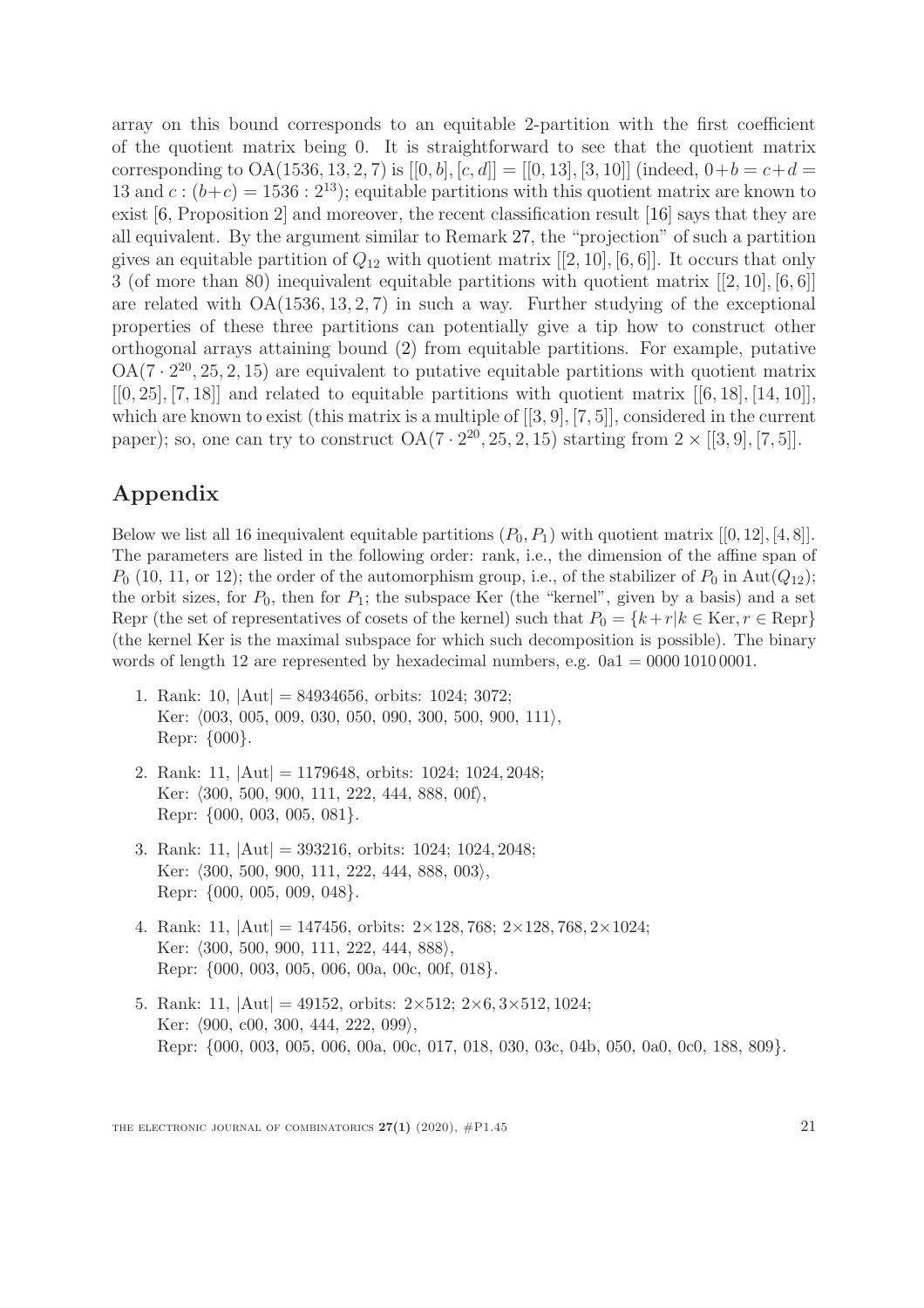array on this bound corresponds to an equitable 2-partition with the first coefficient of the quotient matrix being 0. It is straightforward to see that the quotient matrix corresponding to $\mathrm{OA}(1536, 13, 2, 7)$ is $[[0, b], [c, d]] = [[0, 13], [3, 10]]$ (indeed, $0+b = c+d = 13$ and $c : (b+c) = 1536 : 2^{13}$); equitable partitions with this quotient matrix are known to exist [6, Proposition 2] and moreover, the recent classification result [16] says that they are all equivalent. By the argument similar to Remark 27, the "projection" of such a partition gives an equitable partition of $Q_{12}$ with quotient matrix $[[2, 10], [6, 6]]$. It occurs that only 3 (of more than 80) inequivalent equitable partitions with quotient matrix $[[2, 10], [6, 6]]$ are related with $\mathrm{OA}(1536, 13, 2, 7)$ in such a way. Further studying of the exceptional properties of these three partitions can potentially give a tip how to construct other orthogonal arrays attaining bound (2) from equitable partitions. For example, putative $\mathrm{OA}(7 \cdot 2^{20}, 25, 2, 15)$ are equivalent to putative equitable partitions with quotient matrix $[[0, 25], [7, 18]]$ and related to equitable partitions with quotient matrix $[[6, 18], [14, 10]]$, which are known to exist (this matrix is a multiple of $[[3, 9], [7, 5]]$, considered in the current paper); so, one can try to construct $\mathrm{OA}(7 \cdot 2^{20}, 25, 2, 15)$ starting from $2 \times [[3, 9], [7, 5]]$.

## Appendix

Below we list all 16 inequivalent equitable partitions $(P_0, P_1)$ with quotient matrix $[[0, 12], [4, 8]]$. The parameters are listed in the following order: rank, i.e., the dimension of the affine span of $P_0$ (10, 11, or 12); the order of the automorphism group, i.e., of the stabilizer of $P_0$ in $\mathrm{Aut}(Q_{12})$; the orbit sizes, for $P_0$, then for $P_1$; the subspace Ker (the "kernel", given by a basis) and a set Repr (the set of representatives of cosets of the kernel) such that $P_0 = \{k + r \mid k \in \mathrm{Ker}, r \in \mathrm{Repr}\}$ (the kernel Ker is the maximal subspace for which such decomposition is possible). The binary words of length 12 are represented by hexadecimal numbers, e.g. 0a1 = 0000 1010 0001.

1. Rank: 10, $|\mathrm{Aut}| = 84934656$, orbits: 1024; 3072;
   Ker: ⟨003, 005, 009, 030, 050, 090, 300, 500, 900, 111⟩,
   Repr: {000}.

2. Rank: 11, $|\mathrm{Aut}| = 1179648$, orbits: 1024; 1024, 2048;
   Ker: ⟨300, 500, 900, 111, 222, 444, 888, 00f⟩,
   Repr: {000, 003, 005, 081}.

3. Rank: 11, $|\mathrm{Aut}| = 393216$, orbits: 1024; 1024, 2048;
   Ker: ⟨300, 500, 900, 111, 222, 444, 888, 003⟩,
   Repr: {000, 005, 009, 048}.

4. Rank: 11, $|\mathrm{Aut}| = 147456$, orbits: $2\times 128, 768$; $2\times 128, 768, 2\times 1024$;
   Ker: ⟨300, 500, 900, 111, 222, 444, 888⟩,
   Repr: {000, 003, 005, 006, 00a, 00c, 00f, 018}.

5. Rank: 11, $|\mathrm{Aut}| = 49152$, orbits: $2\times 512$; $2\times 6, 3\times 512, 1024$;
   Ker: ⟨900, c00, 300, 444, 222, 099⟩,
   Repr: {000, 003, 005, 006, 00a, 00c, 017, 018, 030, 03c, 04b, 050, 0a0, 0c0, 188, 809}.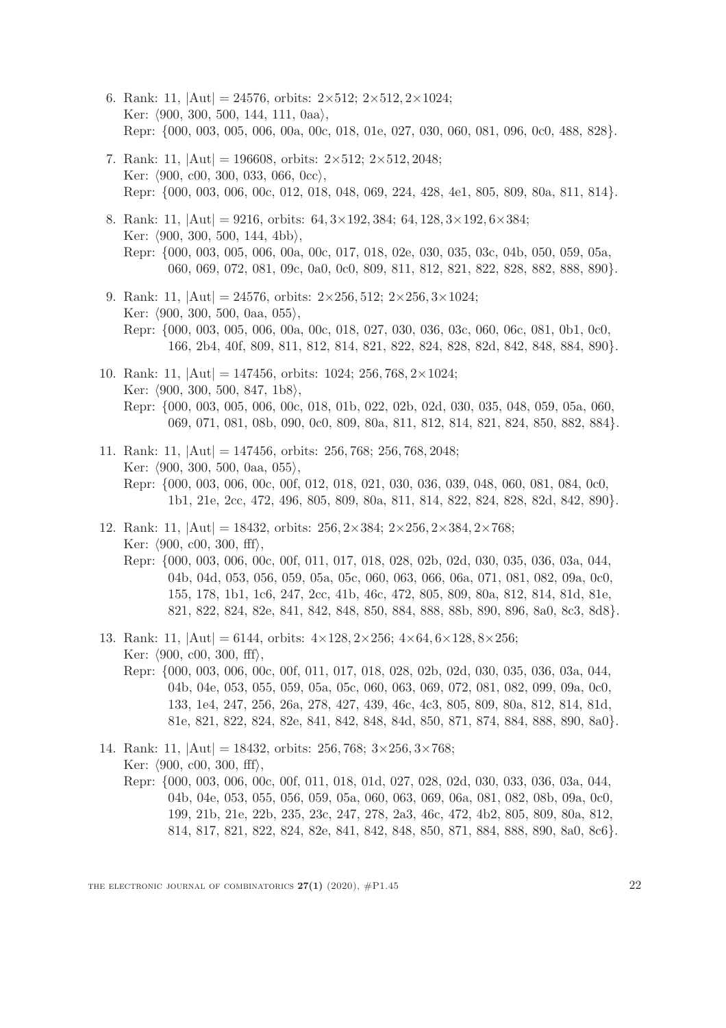6. Rank: 11, $|\mathrm{Aut}| = 24576$, orbits: $2{\times}512$; $2{\times}512, 2{\times}1024$;
   Ker: $\langle$900, 300, 500, 144, 111, 0aa$\rangle$,
   Repr: {000, 003, 005, 006, 00a, 00c, 018, 01e, 027, 030, 060, 081, 096, 0c0, 488, 828}.

7. Rank: 11, $|\mathrm{Aut}| = 196608$, orbits: $2{\times}512$; $2{\times}512, 2048$;
   Ker: $\langle$900, c00, 300, 033, 066, 0cc$\rangle$,
   Repr: {000, 003, 006, 00c, 012, 018, 048, 069, 224, 428, 4e1, 805, 809, 80a, 811, 814}.

8. Rank: 11, $|\mathrm{Aut}| = 9216$, orbits: $64, 3{\times}192, 384$; $64, 128, 3{\times}192, 6{\times}384$;
   Ker: $\langle$900, 300, 500, 144, 4bb$\rangle$,
   Repr: {000, 003, 005, 006, 00a, 00c, 017, 018, 02e, 030, 035, 03c, 04b, 050, 059, 05a, 060, 069, 072, 081, 09c, 0a0, 0c0, 809, 811, 812, 821, 822, 828, 882, 888, 890}.

9. Rank: 11, $|\mathrm{Aut}| = 24576$, orbits: $2{\times}256, 512$; $2{\times}256, 3{\times}1024$;
   Ker: $\langle$900, 300, 500, 0aa, 055$\rangle$,
   Repr: {000, 003, 005, 006, 00a, 00c, 018, 027, 030, 036, 03c, 060, 06c, 081, 0b1, 0c0, 166, 2b4, 40f, 809, 811, 812, 814, 821, 822, 824, 828, 82d, 842, 848, 884, 890}.

10. Rank: 11, $|\mathrm{Aut}| = 147456$, orbits: $1024$; $256, 768, 2{\times}1024$;
    Ker: $\langle$900, 300, 500, 847, 1b8$\rangle$,
    Repr: {000, 003, 005, 006, 00c, 018, 01b, 022, 02b, 02d, 030, 035, 048, 059, 05a, 060, 069, 071, 081, 08b, 090, 0c0, 809, 80a, 811, 812, 814, 821, 824, 850, 882, 884}.

11. Rank: 11, $|\mathrm{Aut}| = 147456$, orbits: $256, 768$; $256, 768, 2048$;
    Ker: $\langle$900, 300, 500, 0aa, 055$\rangle$,
    Repr: {000, 003, 006, 00c, 00f, 012, 018, 021, 030, 036, 039, 048, 060, 081, 084, 0c0, 1b1, 21e, 2cc, 472, 496, 805, 809, 80a, 811, 814, 822, 824, 828, 82d, 842, 890}.

12. Rank: 11, $|\mathrm{Aut}| = 18432$, orbits: $256, 2{\times}384$; $2{\times}256, 2{\times}384, 2{\times}768$;
    Ker: $\langle$900, c00, 300, fff$\rangle$,
    Repr: {000, 003, 006, 00c, 00f, 011, 017, 018, 028, 02b, 02d, 030, 035, 036, 03a, 044, 04b, 04d, 053, 056, 059, 05a, 05c, 060, 063, 066, 06a, 071, 081, 082, 09a, 0c0, 155, 178, 1b1, 1c6, 247, 2cc, 41b, 46c, 472, 805, 809, 80a, 812, 814, 81d, 81e, 821, 822, 824, 82e, 841, 842, 848, 850, 884, 888, 88b, 890, 896, 8a0, 8c3, 8d8}.

13. Rank: 11, $|\mathrm{Aut}| = 6144$, orbits: $4{\times}128, 2{\times}256$; $4{\times}64, 6{\times}128, 8{\times}256$;
    Ker: $\langle$900, c00, 300, fff$\rangle$,
    Repr: {000, 003, 006, 00c, 00f, 011, 017, 018, 028, 02b, 02d, 030, 035, 036, 03a, 044, 04b, 04e, 053, 055, 059, 05a, 05c, 060, 063, 069, 072, 081, 082, 099, 09a, 0c0, 133, 1e4, 247, 256, 26a, 278, 427, 439, 46c, 4c3, 805, 809, 80a, 812, 814, 81d, 81e, 821, 822, 824, 82e, 841, 842, 848, 84d, 850, 871, 874, 884, 888, 890, 8a0}.

14. Rank: 11, $|\mathrm{Aut}| = 18432$, orbits: $256, 768$; $3{\times}256, 3{\times}768$;
    Ker: $\langle$900, c00, 300, fff$\rangle$,
    Repr: {000, 003, 006, 00c, 00f, 011, 018, 01d, 027, 028, 02d, 030, 033, 036, 03a, 044, 04b, 04e, 053, 055, 056, 059, 05a, 060, 063, 069, 06a, 081, 082, 08b, 09a, 0c0, 199, 21b, 21e, 22b, 235, 23c, 247, 278, 2a3, 46c, 472, 4b2, 805, 809, 80a, 812, 814, 817, 821, 822, 824, 82e, 841, 842, 848, 850, 871, 884, 888, 890, 8a0, 8c6}.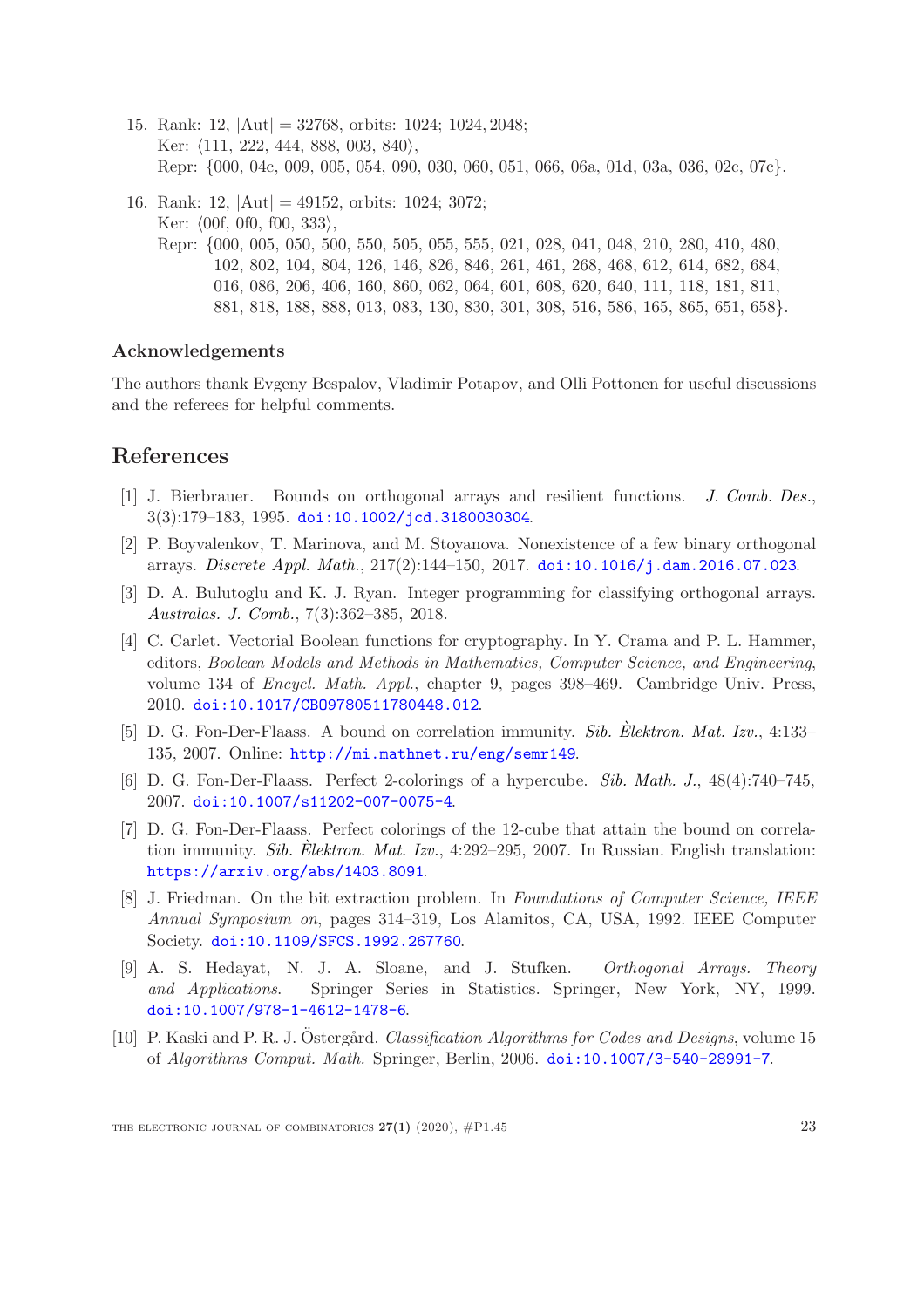15. Rank: 12, $|\mathrm{Aut}| = 32768$, orbits: 1024; 1024, 2048;
    Ker: ⟨111, 222, 444, 888, 003, 840⟩,
    Repr: {000, 04c, 009, 005, 054, 090, 030, 060, 051, 066, 06a, 01d, 03a, 036, 02c, 07c}.

16. Rank: 12, $|\mathrm{Aut}| = 49152$, orbits: 1024; 3072;
    Ker: ⟨00f, 0f0, f00, 333⟩,
    Repr: {000, 005, 050, 500, 550, 505, 055, 555, 021, 028, 041, 048, 210, 280, 410, 480, 102, 802, 104, 804, 126, 146, 826, 846, 261, 461, 268, 468, 612, 614, 682, 684, 016, 086, 206, 406, 160, 860, 062, 064, 601, 608, 620, 640, 111, 118, 181, 811, 881, 818, 188, 888, 013, 083, 130, 830, 301, 308, 516, 586, 165, 865, 651, 658}.

### Acknowledgements

The authors thank Evgeny Bespalov, Vladimir Potapov, and Olli Pottonen for useful discussions and the referees for helpful comments.

## References

[1] J. Bierbrauer. Bounds on orthogonal arrays and resilient functions. *J. Comb. Des.*, 3(3):179–183, 1995. doi:10.1002/jcd.3180030304.

[2] P. Boyvalenkov, T. Marinova, and M. Stoyanova. Nonexistence of a few binary orthogonal arrays. *Discrete Appl. Math.*, 217(2):144–150, 2017. doi:10.1016/j.dam.2016.07.023.

[3] D. A. Bulutoglu and K. J. Ryan. Integer programming for classifying orthogonal arrays. *Australas. J. Comb.*, 7(3):362–385, 2018.

[4] C. Carlet. Vectorial Boolean functions for cryptography. In Y. Crama and P. L. Hammer, editors, *Boolean Models and Methods in Mathematics, Computer Science, and Engineering*, volume 134 of *Encycl. Math. Appl.*, chapter 9, pages 398–469. Cambridge Univ. Press, 2010. doi:10.1017/CBO9780511780448.012.

[5] D. G. Fon-Der-Flaass. A bound on correlation immunity. *Sib. Èlektron. Mat. Izv.*, 4:133–135, 2007. Online: http://mi.mathnet.ru/eng/semr149.

[6] D. G. Fon-Der-Flaass. Perfect 2-colorings of a hypercube. *Sib. Math. J.*, 48(4):740–745, 2007. doi:10.1007/s11202-007-0075-4.

[7] D. G. Fon-Der-Flaass. Perfect colorings of the 12-cube that attain the bound on correlation immunity. *Sib. Èlektron. Mat. Izv.*, 4:292–295, 2007. In Russian. English translation: https://arxiv.org/abs/1403.8091.

[8] J. Friedman. On the bit extraction problem. In *Foundations of Computer Science, IEEE Annual Symposium on*, pages 314–319, Los Alamitos, CA, USA, 1992. IEEE Computer Society. doi:10.1109/SFCS.1992.267760.

[9] A. S. Hedayat, N. J. A. Sloane, and J. Stufken. *Orthogonal Arrays. Theory and Applications*. Springer Series in Statistics. Springer, New York, NY, 1999. doi:10.1007/978-1-4612-1478-6.

[10] P. Kaski and P. R. J. Östergård. *Classification Algorithms for Codes and Designs*, volume 15 of *Algorithms Comput. Math.* Springer, Berlin, 2006. doi:10.1007/3-540-28991-7.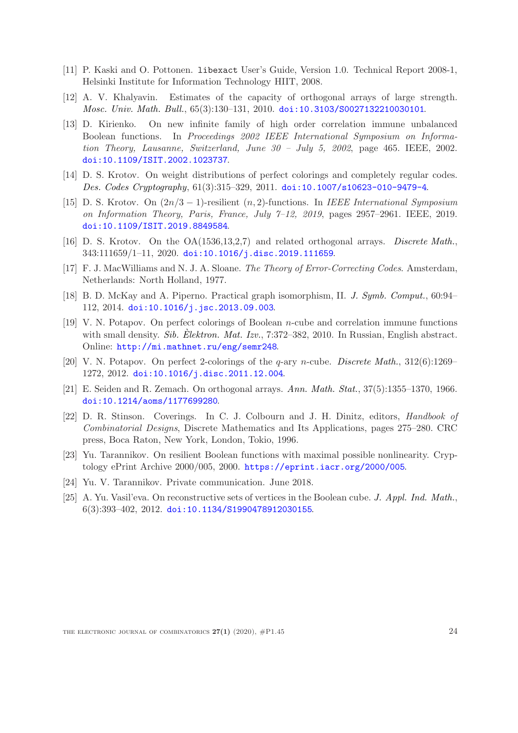[11] P. Kaski and O. Pottonen. `libexact` User's Guide, Version 1.0. Technical Report 2008-1, Helsinki Institute for Information Technology HIIT, 2008.

[12] A. V. Khalyavin. Estimates of the capacity of orthogonal arrays of large strength. *Mosc. Univ. Math. Bull.*, 65(3):130–131, 2010. doi:10.3103/S0027132210030101.

[13] D. Kirienko. On new infinite family of high order correlation immune unbalanced Boolean functions. In *Proceedings 2002 IEEE International Symposium on Information Theory, Lausanne, Switzerland, June 30 – July 5, 2002*, page 465. IEEE, 2002. doi:10.1109/ISIT.2002.1023737.

[14] D. S. Krotov. On weight distributions of perfect colorings and completely regular codes. *Des. Codes Cryptography*, 61(3):315–329, 2011. doi:10.1007/s10623-010-9479-4.

[15] D. S. Krotov. On $(2n/3-1)$-resilient $(n,2)$-functions. In *IEEE International Symposium on Information Theory, Paris, France, July 7–12, 2019*, pages 2957–2961. IEEE, 2019. doi:10.1109/ISIT.2019.8849584.

[16] D. S. Krotov. On the OA(1536,13,2,7) and related orthogonal arrays. *Discrete Math.*, 343:111659/1–11, 2020. doi:10.1016/j.disc.2019.111659.

[17] F. J. MacWilliams and N. J. A. Sloane. *The Theory of Error-Correcting Codes*. Amsterdam, Netherlands: North Holland, 1977.

[18] B. D. McKay and A. Piperno. Practical graph isomorphism, II. *J. Symb. Comput.*, 60:94–112, 2014. doi:10.1016/j.jsc.2013.09.003.

[19] V. N. Potapov. On perfect colorings of Boolean $n$-cube and correlation immune functions with small density. *Sib. Èlektron. Mat. Izv.*, 7:372–382, 2010. In Russian, English abstract. Online: http://mi.mathnet.ru/eng/semr248.

[20] V. N. Potapov. On perfect 2-colorings of the $q$-ary $n$-cube. *Discrete Math.*, 312(6):1269–1272, 2012. doi:10.1016/j.disc.2011.12.004.

[21] E. Seiden and R. Zemach. On orthogonal arrays. *Ann. Math. Stat.*, 37(5):1355–1370, 1966. doi:10.1214/aoms/1177699280.

[22] D. R. Stinson. Coverings. In C. J. Colbourn and J. H. Dinitz, editors, *Handbook of Combinatorial Designs*, Discrete Mathematics and Its Applications, pages 275–280. CRC press, Boca Raton, New York, London, Tokio, 1996.

[23] Yu. Tarannikov. On resilient Boolean functions with maximal possible nonlinearity. Cryptology ePrint Archive 2000/005, 2000. https://eprint.iacr.org/2000/005.

[24] Yu. V. Tarannikov. Private communication. June 2018.

[25] A. Yu. Vasil'eva. On reconstructive sets of vertices in the Boolean cube. *J. Appl. Ind. Math.*, 6(3):393–402, 2012. doi:10.1134/S1990478912030155.